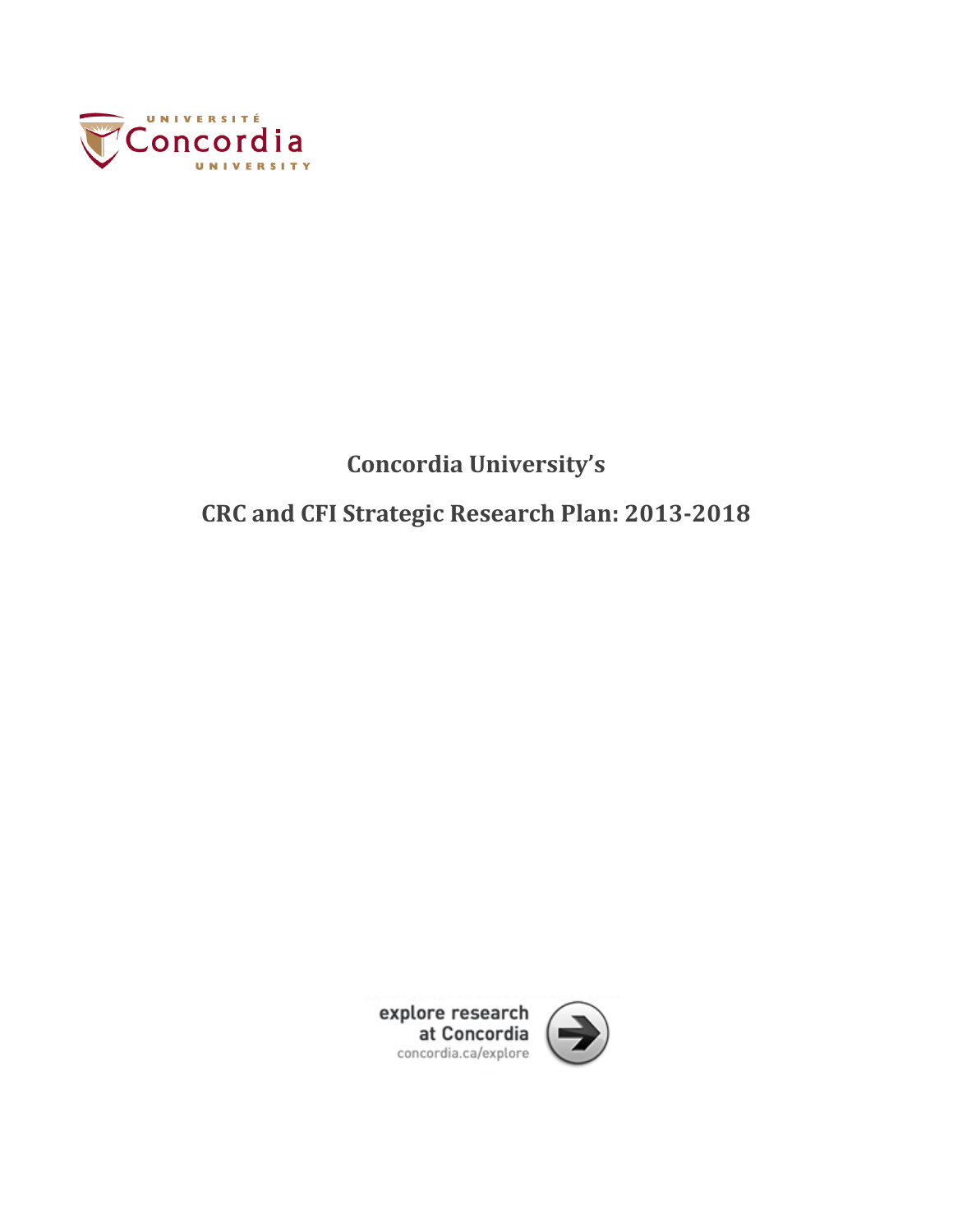UNIVERSITÉ Concordia UNIVERSITY

# Concordia University's

# CRC and CFI Strategic Research Plan: 2013-2018

explore research at Concordia
concordia.ca/explore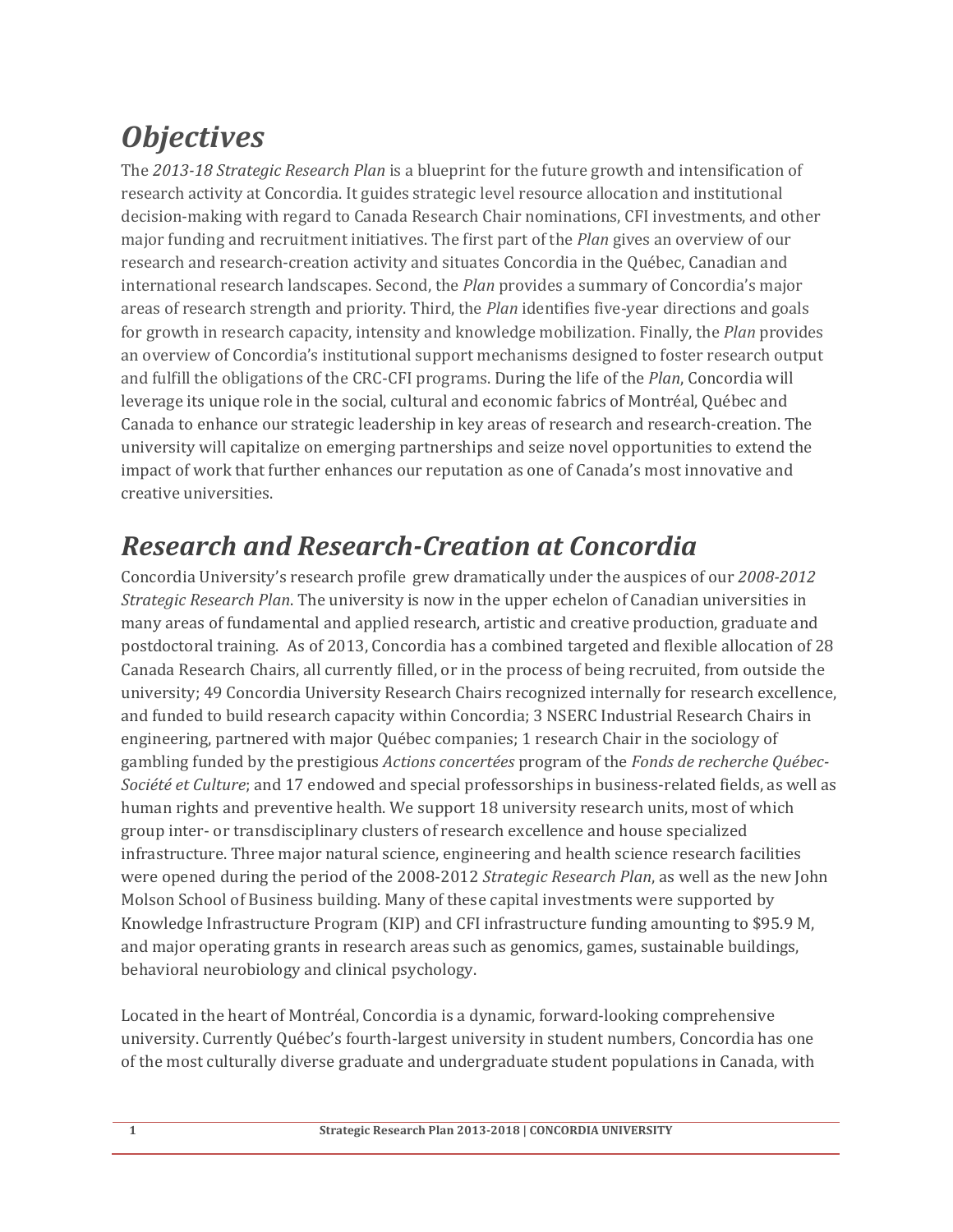# *Objectives*

The *2013-18 Strategic Research Plan* is a blueprint for the future growth and intensification of research activity at Concordia. It guides strategic level resource allocation and institutional decision-making with regard to Canada Research Chair nominations, CFI investments, and other major funding and recruitment initiatives. The first part of the *Plan* gives an overview of our research and research-creation activity and situates Concordia in the Québec, Canadian and international research landscapes. Second, the *Plan* provides a summary of Concordia's major areas of research strength and priority. Third, the *Plan* identifies five-year directions and goals for growth in research capacity, intensity and knowledge mobilization. Finally, the *Plan* provides an overview of Concordia's institutional support mechanisms designed to foster research output and fulfill the obligations of the CRC-CFI programs. During the life of the *Plan*, Concordia will leverage its unique role in the social, cultural and economic fabrics of Montréal, Québec and Canada to enhance our strategic leadership in key areas of research and research-creation. The university will capitalize on emerging partnerships and seize novel opportunities to extend the impact of work that further enhances our reputation as one of Canada's most innovative and creative universities.

# *Research and Research-Creation at Concordia*

Concordia University's research profile grew dramatically under the auspices of our *2008-2012 Strategic Research Plan*. The university is now in the upper echelon of Canadian universities in many areas of fundamental and applied research, artistic and creative production, graduate and postdoctoral training. As of 2013, Concordia has a combined targeted and flexible allocation of 28 Canada Research Chairs, all currently filled, or in the process of being recruited, from outside the university; 49 Concordia University Research Chairs recognized internally for research excellence, and funded to build research capacity within Concordia; 3 NSERC Industrial Research Chairs in engineering, partnered with major Québec companies; 1 research Chair in the sociology of gambling funded by the prestigious *Actions concertées* program of the *Fonds de recherche Québec-Société et Culture*; and 17 endowed and special professorships in business-related fields, as well as human rights and preventive health. We support 18 university research units, most of which group inter- or transdisciplinary clusters of research excellence and house specialized infrastructure. Three major natural science, engineering and health science research facilities were opened during the period of the 2008-2012 *Strategic Research Plan*, as well as the new John Molson School of Business building. Many of these capital investments were supported by Knowledge Infrastructure Program (KIP) and CFI infrastructure funding amounting to $95.9 M, and major operating grants in research areas such as genomics, games, sustainable buildings, behavioral neurobiology and clinical psychology.

Located in the heart of Montréal, Concordia is a dynamic, forward-looking comprehensive university. Currently Québec's fourth-largest university in student numbers, Concordia has one of the most culturally diverse graduate and undergraduate student populations in Canada, with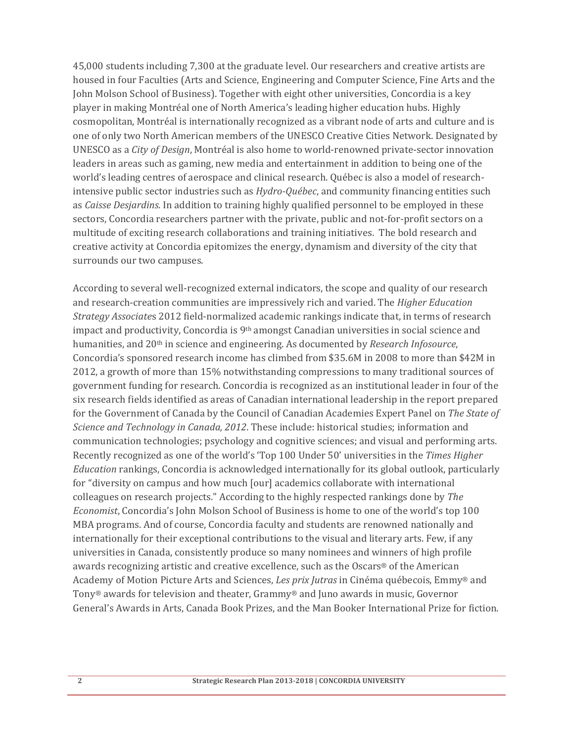45,000 students including 7,300 at the graduate level. Our researchers and creative artists are housed in four Faculties (Arts and Science, Engineering and Computer Science, Fine Arts and the John Molson School of Business). Together with eight other universities, Concordia is a key player in making Montréal one of North America's leading higher education hubs. Highly cosmopolitan, Montréal is internationally recognized as a vibrant node of arts and culture and is one of only two North American members of the UNESCO Creative Cities Network. Designated by UNESCO as a *City of Design*, Montréal is also home to world-renowned private-sector innovation leaders in areas such as gaming, new media and entertainment in addition to being one of the world's leading centres of aerospace and clinical research. Québec is also a model of research-intensive public sector industries such as *Hydro-Québec*, and community financing entities such as *Caisse Desjardins*. In addition to training highly qualified personnel to be employed in these sectors, Concordia researchers partner with the private, public and not-for-profit sectors on a multitude of exciting research collaborations and training initiatives. The bold research and creative activity at Concordia epitomizes the energy, dynamism and diversity of the city that surrounds our two campuses.

According to several well-recognized external indicators, the scope and quality of our research and research-creation communities are impressively rich and varied. The *Higher Education Strategy Associates* 2012 field-normalized academic rankings indicate that, in terms of research impact and productivity, Concordia is 9th amongst Canadian universities in social science and humanities, and 20th in science and engineering. As documented by *Research Infosource*, Concordia's sponsored research income has climbed from $35.6M in 2008 to more than $42M in 2012, a growth of more than 15% notwithstanding compressions to many traditional sources of government funding for research. Concordia is recognized as an institutional leader in four of the six research fields identified as areas of Canadian international leadership in the report prepared for the Government of Canada by the Council of Canadian Academies Expert Panel on *The State of Science and Technology in Canada, 2012*. These include: historical studies; information and communication technologies; psychology and cognitive sciences; and visual and performing arts. Recently recognized as one of the world's 'Top 100 Under 50' universities in the *Times Higher Education* rankings, Concordia is acknowledged internationally for its global outlook, particularly for "diversity on campus and how much [our] academics collaborate with international colleagues on research projects." According to the highly respected rankings done by *The Economist*, Concordia's John Molson School of Business is home to one of the world's top 100 MBA programs. And of course, Concordia faculty and students are renowned nationally and internationally for their exceptional contributions to the visual and literary arts. Few, if any universities in Canada, consistently produce so many nominees and winners of high profile awards recognizing artistic and creative excellence, such as the Oscars® of the American Academy of Motion Picture Arts and Sciences, *Les prix Jutras* in Cinéma québecois, Emmy® and Tony® awards for television and theater, Grammy® and Juno awards in music, Governor General's Awards in Arts, Canada Book Prizes, and the Man Booker International Prize for fiction.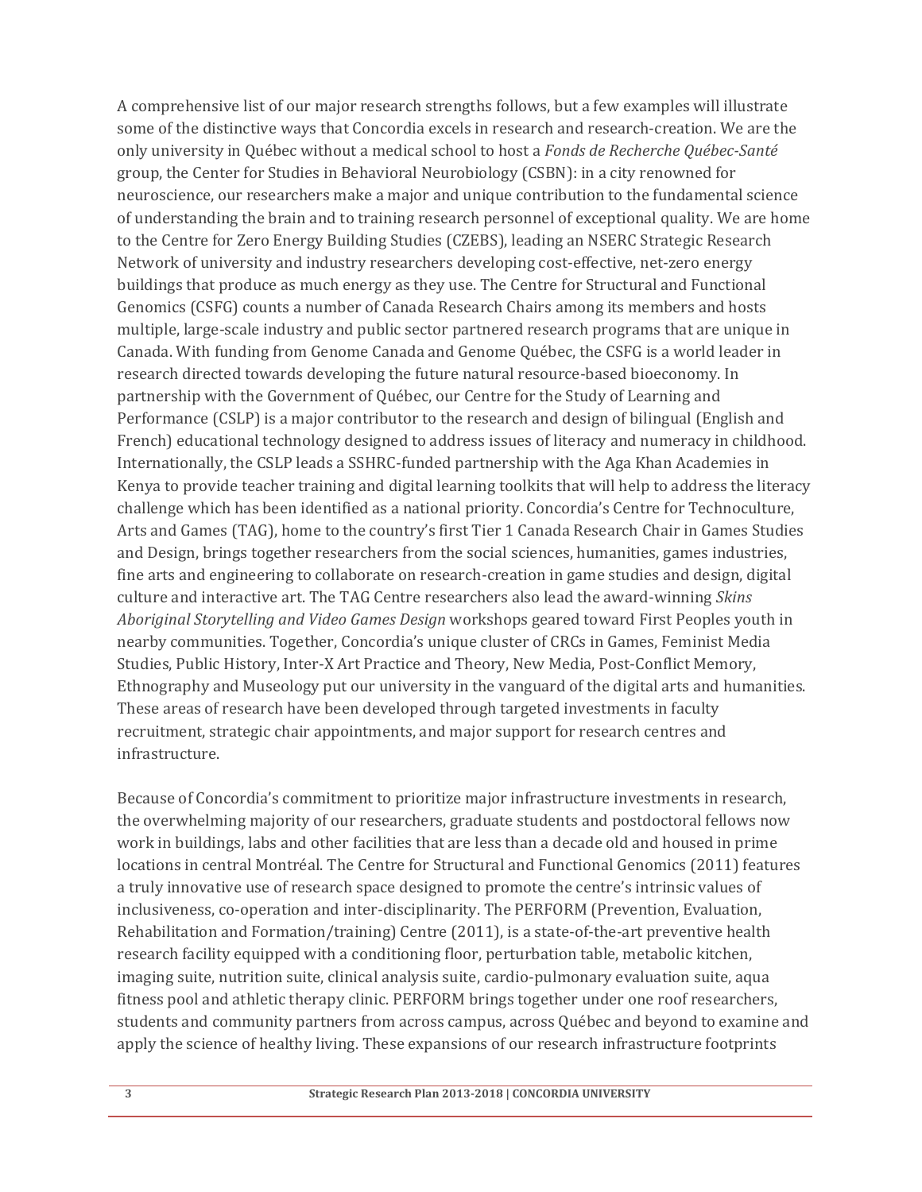A comprehensive list of our major research strengths follows, but a few examples will illustrate some of the distinctive ways that Concordia excels in research and research-creation. We are the only university in Québec without a medical school to host a *Fonds de Recherche Québec-Santé* group, the Center for Studies in Behavioral Neurobiology (CSBN): in a city renowned for neuroscience, our researchers make a major and unique contribution to the fundamental science of understanding the brain and to training research personnel of exceptional quality. We are home to the Centre for Zero Energy Building Studies (CZEBS), leading an NSERC Strategic Research Network of university and industry researchers developing cost-effective, net-zero energy buildings that produce as much energy as they use. The Centre for Structural and Functional Genomics (CSFG) counts a number of Canada Research Chairs among its members and hosts multiple, large-scale industry and public sector partnered research programs that are unique in Canada. With funding from Genome Canada and Genome Québec, the CSFG is a world leader in research directed towards developing the future natural resource-based bioeconomy. In partnership with the Government of Québec, our Centre for the Study of Learning and Performance (CSLP) is a major contributor to the research and design of bilingual (English and French) educational technology designed to address issues of literacy and numeracy in childhood. Internationally, the CSLP leads a SSHRC-funded partnership with the Aga Khan Academies in Kenya to provide teacher training and digital learning toolkits that will help to address the literacy challenge which has been identified as a national priority. Concordia's Centre for Technoculture, Arts and Games (TAG), home to the country's first Tier 1 Canada Research Chair in Games Studies and Design, brings together researchers from the social sciences, humanities, games industries, fine arts and engineering to collaborate on research-creation in game studies and design, digital culture and interactive art. The TAG Centre researchers also lead the award-winning *Skins Aboriginal Storytelling and Video Games Design* workshops geared toward First Peoples youth in nearby communities. Together, Concordia's unique cluster of CRCs in Games, Feminist Media Studies, Public History, Inter-X Art Practice and Theory, New Media, Post-Conflict Memory, Ethnography and Museology put our university in the vanguard of the digital arts and humanities. These areas of research have been developed through targeted investments in faculty recruitment, strategic chair appointments, and major support for research centres and infrastructure.

Because of Concordia's commitment to prioritize major infrastructure investments in research, the overwhelming majority of our researchers, graduate students and postdoctoral fellows now work in buildings, labs and other facilities that are less than a decade old and housed in prime locations in central Montréal. The Centre for Structural and Functional Genomics (2011) features a truly innovative use of research space designed to promote the centre's intrinsic values of inclusiveness, co-operation and inter-disciplinarity. The PERFORM (Prevention, Evaluation, Rehabilitation and Formation/training) Centre (2011), is a state-of-the-art preventive health research facility equipped with a conditioning floor, perturbation table, metabolic kitchen, imaging suite, nutrition suite, clinical analysis suite, cardio-pulmonary evaluation suite, aqua fitness pool and athletic therapy clinic. PERFORM brings together under one roof researchers, students and community partners from across campus, across Québec and beyond to examine and apply the science of healthy living. These expansions of our research infrastructure footprints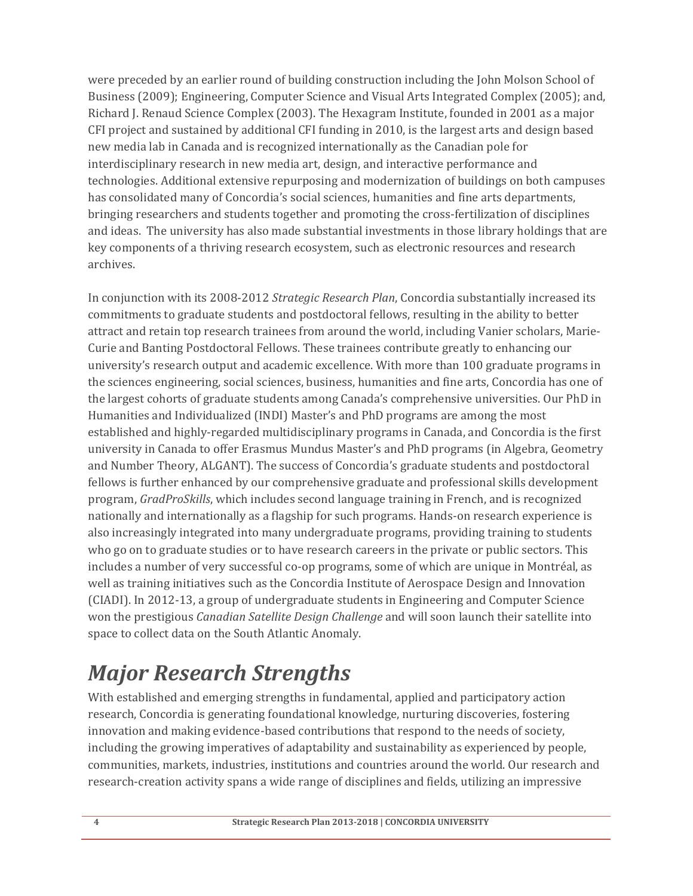were preceded by an earlier round of building construction including the John Molson School of Business (2009); Engineering, Computer Science and Visual Arts Integrated Complex (2005); and, Richard J. Renaud Science Complex (2003). The Hexagram Institute, founded in 2001 as a major CFI project and sustained by additional CFI funding in 2010, is the largest arts and design based new media lab in Canada and is recognized internationally as the Canadian pole for interdisciplinary research in new media art, design, and interactive performance and technologies. Additional extensive repurposing and modernization of buildings on both campuses has consolidated many of Concordia's social sciences, humanities and fine arts departments, bringing researchers and students together and promoting the cross-fertilization of disciplines and ideas. The university has also made substantial investments in those library holdings that are key components of a thriving research ecosystem, such as electronic resources and research archives.

In conjunction with its 2008-2012 *Strategic Research Plan*, Concordia substantially increased its commitments to graduate students and postdoctoral fellows, resulting in the ability to better attract and retain top research trainees from around the world, including Vanier scholars, Marie-Curie and Banting Postdoctoral Fellows. These trainees contribute greatly to enhancing our university's research output and academic excellence. With more than 100 graduate programs in the sciences engineering, social sciences, business, humanities and fine arts, Concordia has one of the largest cohorts of graduate students among Canada's comprehensive universities. Our PhD in Humanities and Individualized (INDI) Master's and PhD programs are among the most established and highly-regarded multidisciplinary programs in Canada, and Concordia is the first university in Canada to offer Erasmus Mundus Master's and PhD programs (in Algebra, Geometry and Number Theory, ALGANT). The success of Concordia's graduate students and postdoctoral fellows is further enhanced by our comprehensive graduate and professional skills development program, *GradProSkills*, which includes second language training in French, and is recognized nationally and internationally as a flagship for such programs. Hands-on research experience is also increasingly integrated into many undergraduate programs, providing training to students who go on to graduate studies or to have research careers in the private or public sectors. This includes a number of very successful co-op programs, some of which are unique in Montréal, as well as training initiatives such as the Concordia Institute of Aerospace Design and Innovation (CIADI). In 2012-13, a group of undergraduate students in Engineering and Computer Science won the prestigious *Canadian Satellite Design Challenge* and will soon launch their satellite into space to collect data on the South Atlantic Anomaly.

# *Major Research Strengths*

With established and emerging strengths in fundamental, applied and participatory action research, Concordia is generating foundational knowledge, nurturing discoveries, fostering innovation and making evidence-based contributions that respond to the needs of society, including the growing imperatives of adaptability and sustainability as experienced by people, communities, markets, industries, institutions and countries around the world. Our research and research-creation activity spans a wide range of disciplines and fields, utilizing an impressive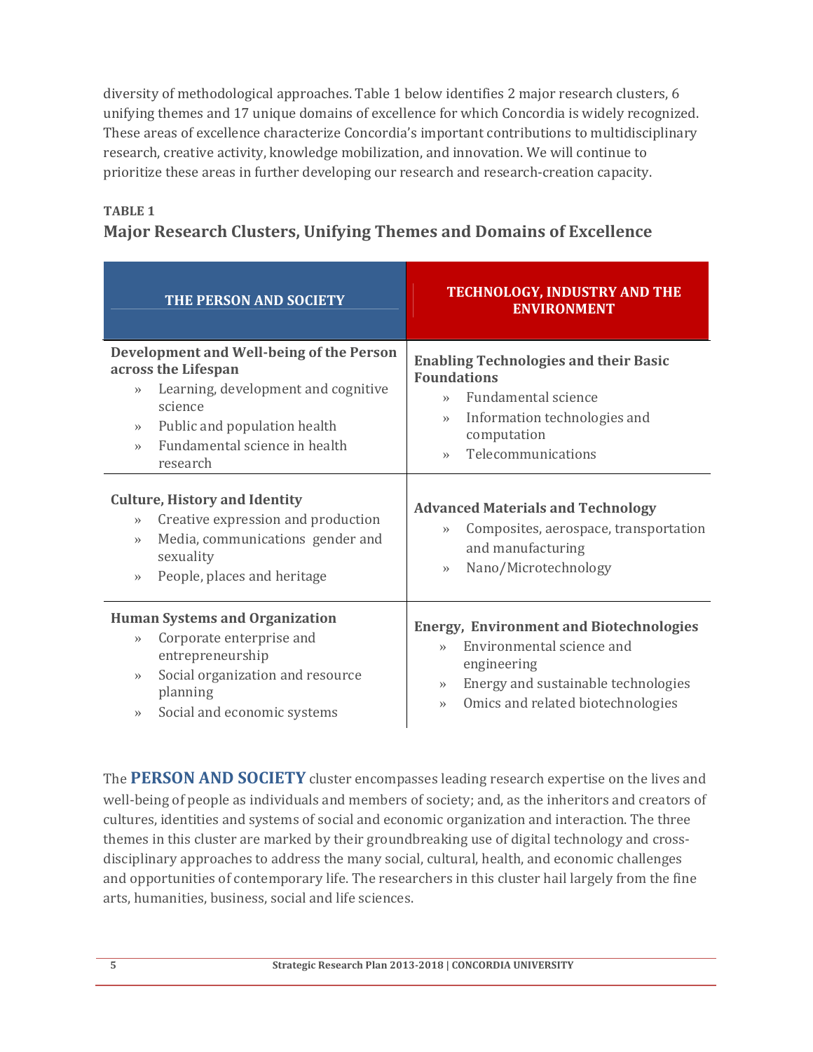diversity of methodological approaches. Table 1 below identifies 2 major research clusters, 6 unifying themes and 17 unique domains of excellence for which Concordia is widely recognized. These areas of excellence characterize Concordia's important contributions to multidisciplinary research, creative activity, knowledge mobilization, and innovation. We will continue to prioritize these areas in further developing our research and research-creation capacity.

**TABLE 1**

### Major Research Clusters, Unifying Themes and Domains of Excellence

| THE PERSON AND SOCIETY | TECHNOLOGY, INDUSTRY AND THE ENVIRONMENT |
|---|---|
| **Development and Well-being of the Person across the Lifespan**<br>» Learning, development and cognitive science<br>» Public and population health<br>» Fundamental science in health research | **Enabling Technologies and their Basic Foundations**<br>» Fundamental science<br>» Information technologies and computation<br>» Telecommunications |
| **Culture, History and Identity**<br>» Creative expression and production<br>» Media, communications gender and sexuality<br>» People, places and heritage | **Advanced Materials and Technology**<br>» Composites, aerospace, transportation and manufacturing<br>» Nano/Microtechnology |
| **Human Systems and Organization**<br>» Corporate enterprise and entrepreneurship<br>» Social organization and resource planning<br>» Social and economic systems | **Energy, Environment and Biotechnologies**<br>» Environmental science and engineering<br>» Energy and sustainable technologies<br>» Omics and related biotechnologies |

The **PERSON AND SOCIETY** cluster encompasses leading research expertise on the lives and well-being of people as individuals and members of society; and, as the inheritors and creators of cultures, identities and systems of social and economic organization and interaction. The three themes in this cluster are marked by their groundbreaking use of digital technology and cross-disciplinary approaches to address the many social, cultural, health, and economic challenges and opportunities of contemporary life. The researchers in this cluster hail largely from the fine arts, humanities, business, social and life sciences.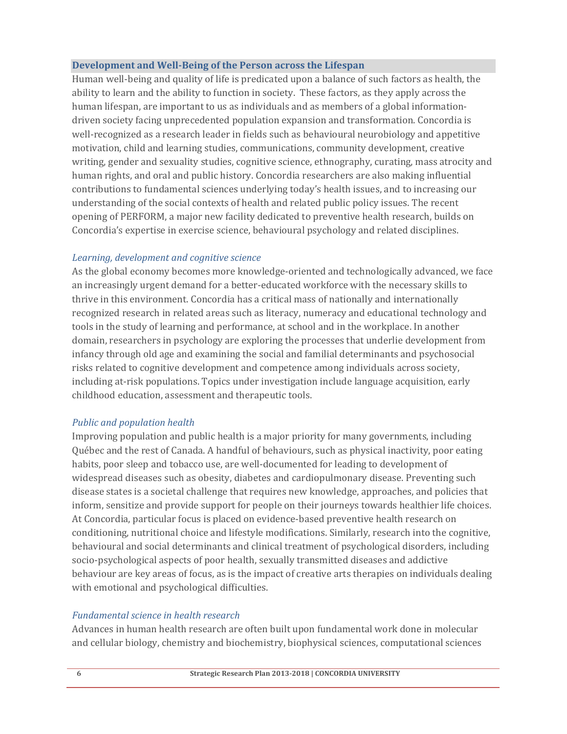## Development and Well-Being of the Person across the Lifespan

Human well-being and quality of life is predicated upon a balance of such factors as health, the ability to learn and the ability to function in society. These factors, as they apply across the human lifespan, are important to us as individuals and as members of a global information-driven society facing unprecedented population expansion and transformation. Concordia is well-recognized as a research leader in fields such as behavioural neurobiology and appetitive motivation, child and learning studies, communications, community development, creative writing, gender and sexuality studies, cognitive science, ethnography, curating, mass atrocity and human rights, and oral and public history. Concordia researchers are also making influential contributions to fundamental sciences underlying today's health issues, and to increasing our understanding of the social contexts of health and related public policy issues. The recent opening of PERFORM, a major new facility dedicated to preventive health research, builds on Concordia's expertise in exercise science, behavioural psychology and related disciplines.

### *Learning, development and cognitive science*

As the global economy becomes more knowledge-oriented and technologically advanced, we face an increasingly urgent demand for a better-educated workforce with the necessary skills to thrive in this environment. Concordia has a critical mass of nationally and internationally recognized research in related areas such as literacy, numeracy and educational technology and tools in the study of learning and performance, at school and in the workplace. In another domain, researchers in psychology are exploring the processes that underlie development from infancy through old age and examining the social and familial determinants and psychosocial risks related to cognitive development and competence among individuals across society, including at-risk populations. Topics under investigation include language acquisition, early childhood education, assessment and therapeutic tools.

### *Public and population health*

Improving population and public health is a major priority for many governments, including Québec and the rest of Canada. A handful of behaviours, such as physical inactivity, poor eating habits, poor sleep and tobacco use, are well-documented for leading to development of widespread diseases such as obesity, diabetes and cardiopulmonary disease. Preventing such disease states is a societal challenge that requires new knowledge, approaches, and policies that inform, sensitize and provide support for people on their journeys towards healthier life choices. At Concordia, particular focus is placed on evidence-based preventive health research on conditioning, nutritional choice and lifestyle modifications. Similarly, research into the cognitive, behavioural and social determinants and clinical treatment of psychological disorders, including socio-psychological aspects of poor health, sexually transmitted diseases and addictive behaviour are key areas of focus, as is the impact of creative arts therapies on individuals dealing with emotional and psychological difficulties.

### *Fundamental science in health research*

Advances in human health research are often built upon fundamental work done in molecular and cellular biology, chemistry and biochemistry, biophysical sciences, computational sciences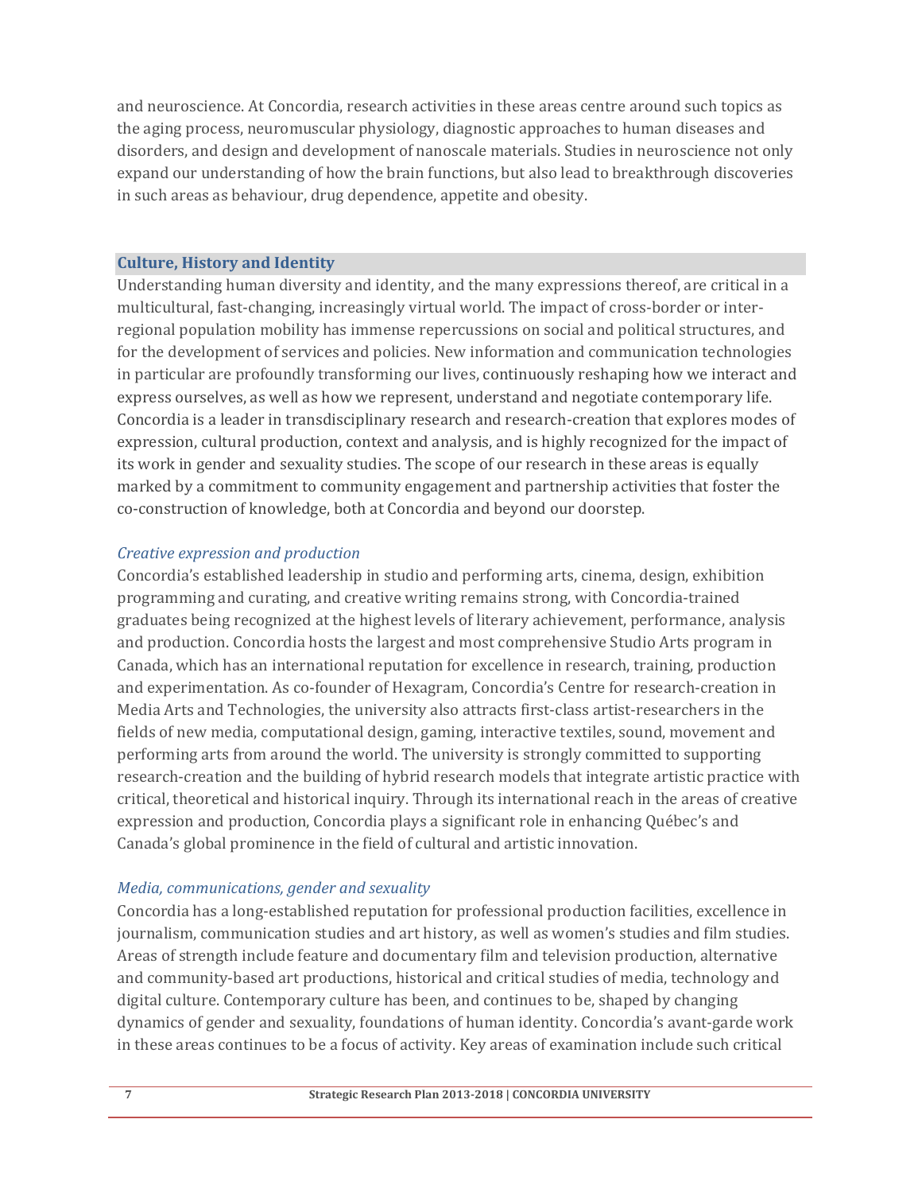and neuroscience. At Concordia, research activities in these areas centre around such topics as the aging process, neuromuscular physiology, diagnostic approaches to human diseases and disorders, and design and development of nanoscale materials. Studies in neuroscience not only expand our understanding of how the brain functions, but also lead to breakthrough discoveries in such areas as behaviour, drug dependence, appetite and obesity.

## Culture, History and Identity

Understanding human diversity and identity, and the many expressions thereof, are critical in a multicultural, fast-changing, increasingly virtual world. The impact of cross-border or inter-regional population mobility has immense repercussions on social and political structures, and for the development of services and policies. New information and communication technologies in particular are profoundly transforming our lives, continuously reshaping how we interact and express ourselves, as well as how we represent, understand and negotiate contemporary life. Concordia is a leader in transdisciplinary research and research-creation that explores modes of expression, cultural production, context and analysis, and is highly recognized for the impact of its work in gender and sexuality studies. The scope of our research in these areas is equally marked by a commitment to community engagement and partnership activities that foster the co-construction of knowledge, both at Concordia and beyond our doorstep.

### *Creative expression and production*

Concordia's established leadership in studio and performing arts, cinema, design, exhibition programming and curating, and creative writing remains strong, with Concordia-trained graduates being recognized at the highest levels of literary achievement, performance, analysis and production. Concordia hosts the largest and most comprehensive Studio Arts program in Canada, which has an international reputation for excellence in research, training, production and experimentation. As co-founder of Hexagram, Concordia's Centre for research-creation in Media Arts and Technologies, the university also attracts first-class artist-researchers in the fields of new media, computational design, gaming, interactive textiles, sound, movement and performing arts from around the world. The university is strongly committed to supporting research-creation and the building of hybrid research models that integrate artistic practice with critical, theoretical and historical inquiry. Through its international reach in the areas of creative expression and production, Concordia plays a significant role in enhancing Québec's and Canada's global prominence in the field of cultural and artistic innovation.

### *Media, communications, gender and sexuality*

Concordia has a long-established reputation for professional production facilities, excellence in journalism, communication studies and art history, as well as women's studies and film studies. Areas of strength include feature and documentary film and television production, alternative and community-based art productions, historical and critical studies of media, technology and digital culture. Contemporary culture has been, and continues to be, shaped by changing dynamics of gender and sexuality, foundations of human identity. Concordia's avant-garde work in these areas continues to be a focus of activity. Key areas of examination include such critical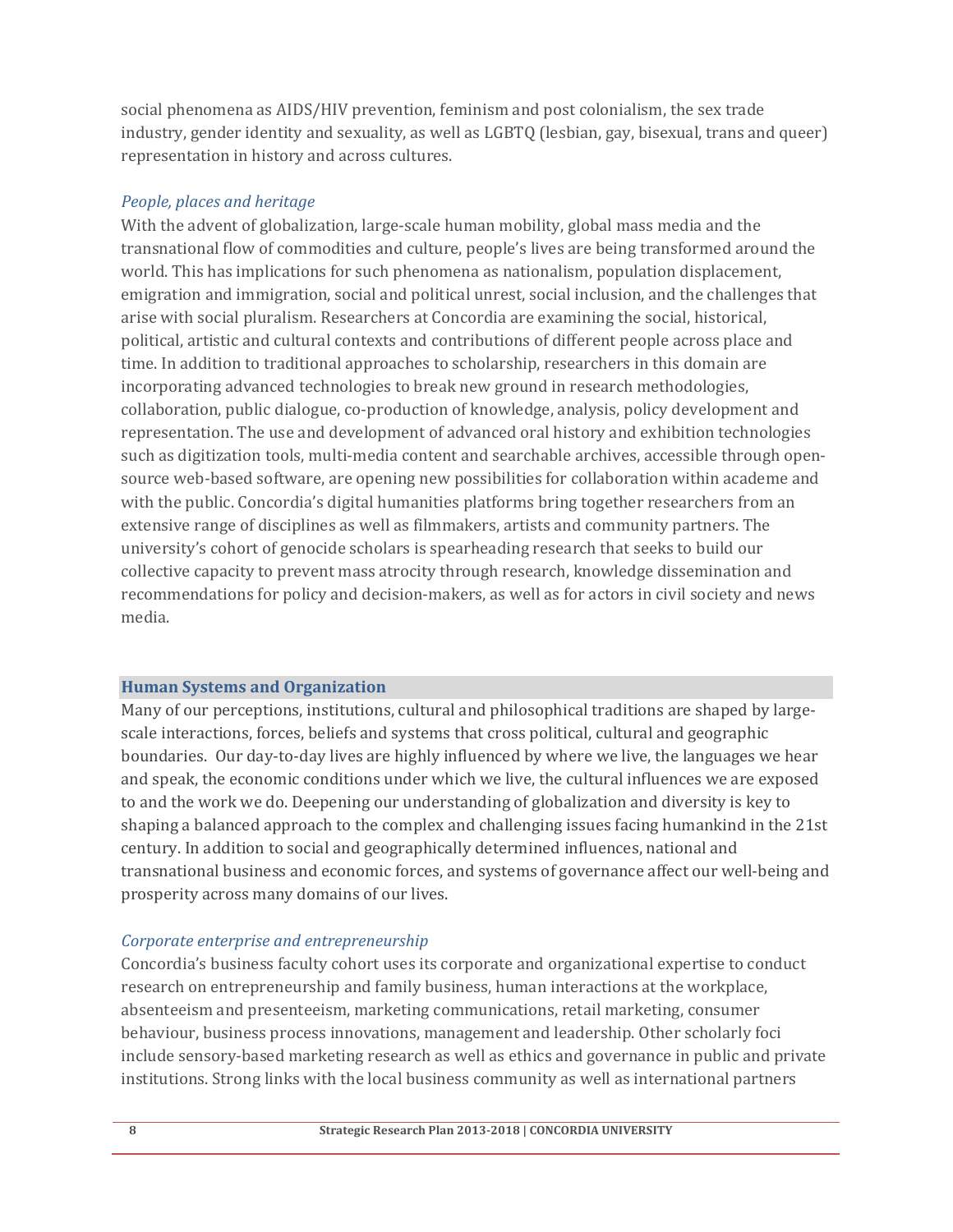social phenomena as AIDS/HIV prevention, feminism and post colonialism, the sex trade industry, gender identity and sexuality, as well as LGBTQ (lesbian, gay, bisexual, trans and queer) representation in history and across cultures.

*People, places and heritage*

With the advent of globalization, large-scale human mobility, global mass media and the transnational flow of commodities and culture, people's lives are being transformed around the world. This has implications for such phenomena as nationalism, population displacement, emigration and immigration, social and political unrest, social inclusion, and the challenges that arise with social pluralism. Researchers at Concordia are examining the social, historical, political, artistic and cultural contexts and contributions of different people across place and time. In addition to traditional approaches to scholarship, researchers in this domain are incorporating advanced technologies to break new ground in research methodologies, collaboration, public dialogue, co-production of knowledge, analysis, policy development and representation. The use and development of advanced oral history and exhibition technologies such as digitization tools, multi-media content and searchable archives, accessible through open-source web-based software, are opening new possibilities for collaboration within academe and with the public. Concordia's digital humanities platforms bring together researchers from an extensive range of disciplines as well as filmmakers, artists and community partners. The university's cohort of genocide scholars is spearheading research that seeks to build our collective capacity to prevent mass atrocity through research, knowledge dissemination and recommendations for policy and decision-makers, as well as for actors in civil society and news media.

## Human Systems and Organization

Many of our perceptions, institutions, cultural and philosophical traditions are shaped by large-scale interactions, forces, beliefs and systems that cross political, cultural and geographic boundaries. Our day-to-day lives are highly influenced by where we live, the languages we hear and speak, the economic conditions under which we live, the cultural influences we are exposed to and the work we do. Deepening our understanding of globalization and diversity is key to shaping a balanced approach to the complex and challenging issues facing humankind in the 21st century. In addition to social and geographically determined influences, national and transnational business and economic forces, and systems of governance affect our well-being and prosperity across many domains of our lives.

*Corporate enterprise and entrepreneurship*

Concordia's business faculty cohort uses its corporate and organizational expertise to conduct research on entrepreneurship and family business, human interactions at the workplace, absenteeism and presenteeism, marketing communications, retail marketing, consumer behaviour, business process innovations, management and leadership. Other scholarly foci include sensory-based marketing research as well as ethics and governance in public and private institutions. Strong links with the local business community as well as international partners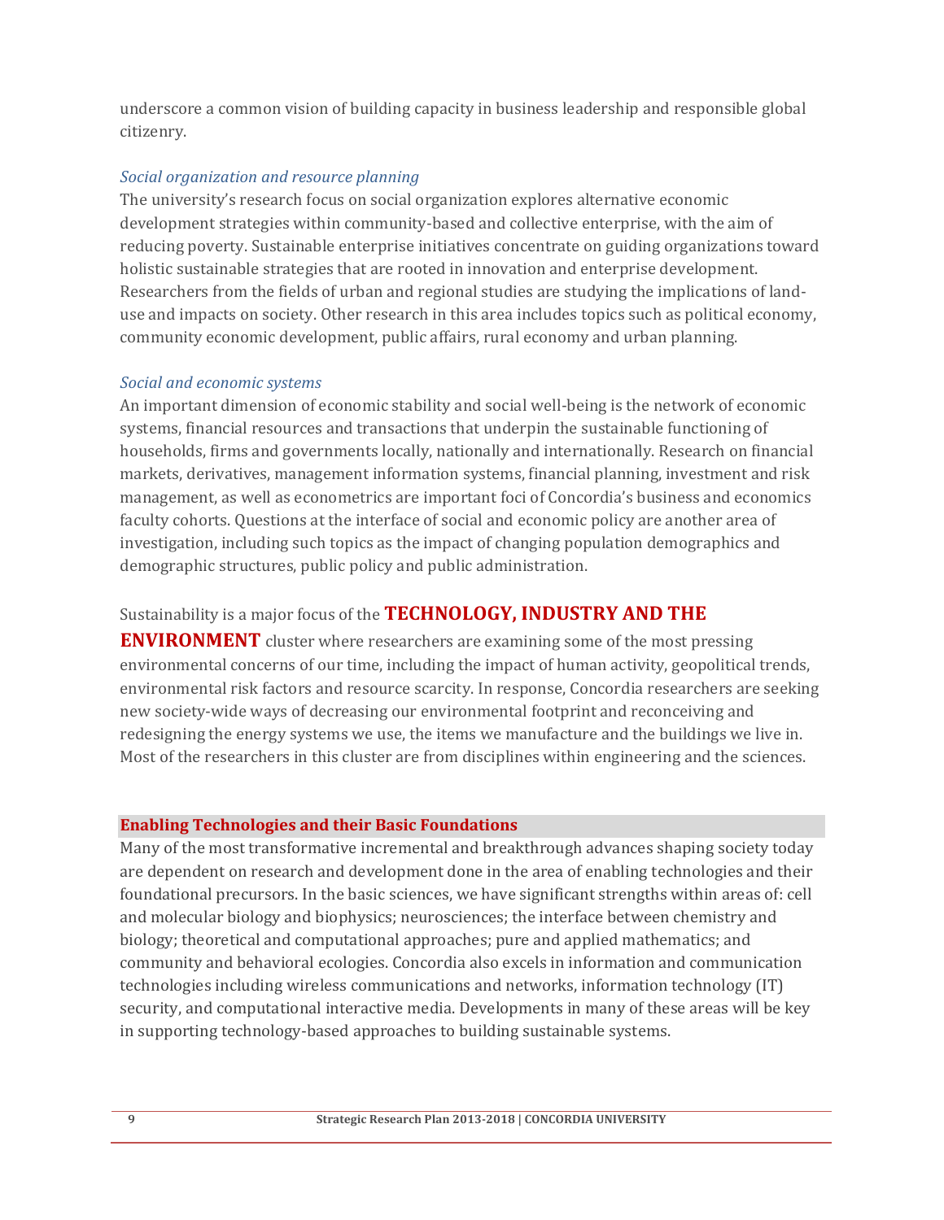underscore a common vision of building capacity in business leadership and responsible global citizenry.

*Social organization and resource planning*

The university's research focus on social organization explores alternative economic development strategies within community-based and collective enterprise, with the aim of reducing poverty. Sustainable enterprise initiatives concentrate on guiding organizations toward holistic sustainable strategies that are rooted in innovation and enterprise development. Researchers from the fields of urban and regional studies are studying the implications of land-use and impacts on society. Other research in this area includes topics such as political economy, community economic development, public affairs, rural economy and urban planning.

*Social and economic systems*

An important dimension of economic stability and social well-being is the network of economic systems, financial resources and transactions that underpin the sustainable functioning of households, firms and governments locally, nationally and internationally. Research on financial markets, derivatives, management information systems, financial planning, investment and risk management, as well as econometrics are important foci of Concordia's business and economics faculty cohorts. Questions at the interface of social and economic policy are another area of investigation, including such topics as the impact of changing population demographics and demographic structures, public policy and public administration.

Sustainability is a major focus of the **TECHNOLOGY, INDUSTRY AND THE ENVIRONMENT** cluster where researchers are examining some of the most pressing environmental concerns of our time, including the impact of human activity, geopolitical trends, environmental risk factors and resource scarcity. In response, Concordia researchers are seeking new society-wide ways of decreasing our environmental footprint and reconceiving and redesigning the energy systems we use, the items we manufacture and the buildings we live in. Most of the researchers in this cluster are from disciplines within engineering and the sciences.

### Enabling Technologies and their Basic Foundations

Many of the most transformative incremental and breakthrough advances shaping society today are dependent on research and development done in the area of enabling technologies and their foundational precursors. In the basic sciences, we have significant strengths within areas of: cell and molecular biology and biophysics; neurosciences; the interface between chemistry and biology; theoretical and computational approaches; pure and applied mathematics; and community and behavioral ecologies. Concordia also excels in information and communication technologies including wireless communications and networks, information technology (IT) security, and computational interactive media. Developments in many of these areas will be key in supporting technology-based approaches to building sustainable systems.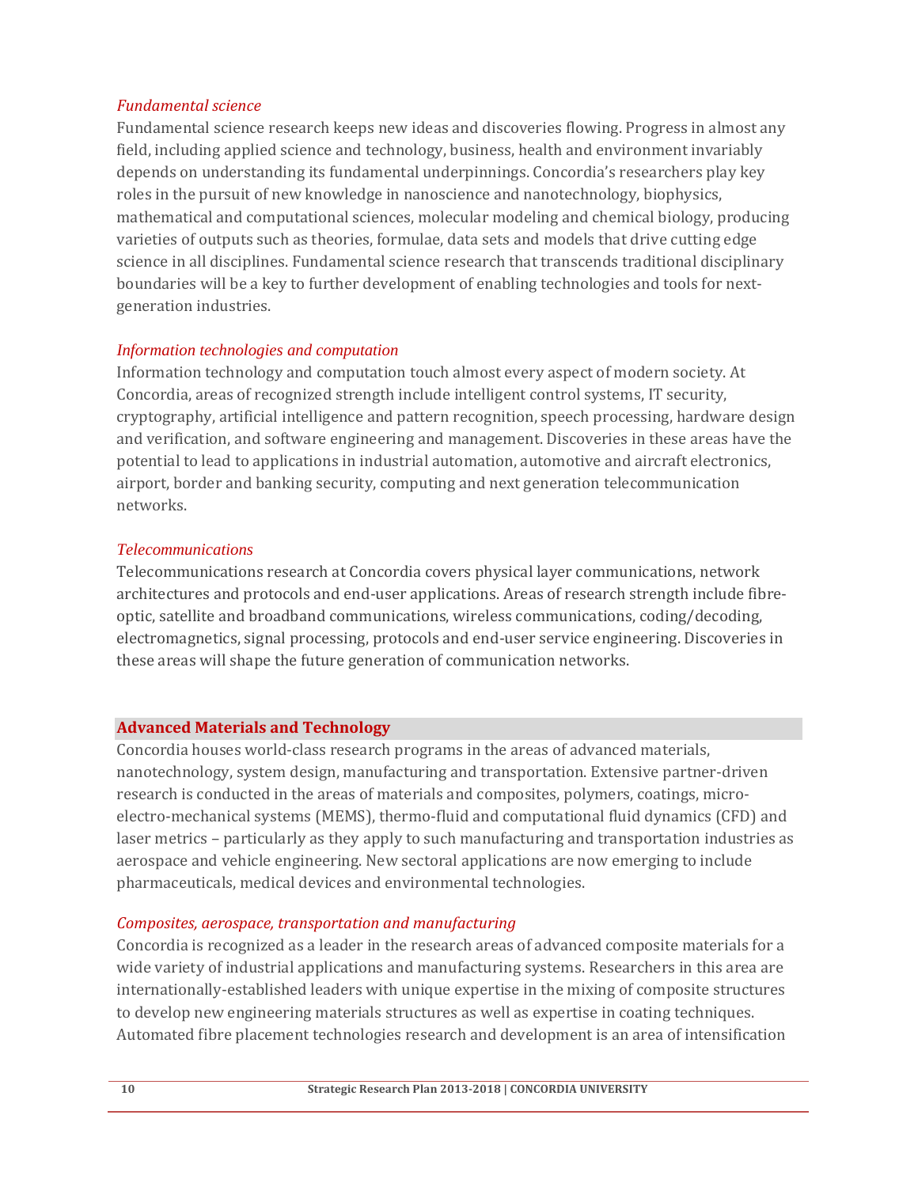### *Fundamental science*

Fundamental science research keeps new ideas and discoveries flowing. Progress in almost any field, including applied science and technology, business, health and environment invariably depends on understanding its fundamental underpinnings. Concordia's researchers play key roles in the pursuit of new knowledge in nanoscience and nanotechnology, biophysics, mathematical and computational sciences, molecular modeling and chemical biology, producing varieties of outputs such as theories, formulae, data sets and models that drive cutting edge science in all disciplines. Fundamental science research that transcends traditional disciplinary boundaries will be a key to further development of enabling technologies and tools for next-generation industries.

### *Information technologies and computation*

Information technology and computation touch almost every aspect of modern society. At Concordia, areas of recognized strength include intelligent control systems, IT security, cryptography, artificial intelligence and pattern recognition, speech processing, hardware design and verification, and software engineering and management. Discoveries in these areas have the potential to lead to applications in industrial automation, automotive and aircraft electronics, airport, border and banking security, computing and next generation telecommunication networks.

### *Telecommunications*

Telecommunications research at Concordia covers physical layer communications, network architectures and protocols and end-user applications. Areas of research strength include fibre-optic, satellite and broadband communications, wireless communications, coding/decoding, electromagnetics, signal processing, protocols and end-user service engineering. Discoveries in these areas will shape the future generation of communication networks.

## Advanced Materials and Technology

Concordia houses world-class research programs in the areas of advanced materials, nanotechnology, system design, manufacturing and transportation. Extensive partner-driven research is conducted in the areas of materials and composites, polymers, coatings, micro-electro-mechanical systems (MEMS), thermo-fluid and computational fluid dynamics (CFD) and laser metrics – particularly as they apply to such manufacturing and transportation industries as aerospace and vehicle engineering. New sectoral applications are now emerging to include pharmaceuticals, medical devices and environmental technologies.

### *Composites, aerospace, transportation and manufacturing*

Concordia is recognized as a leader in the research areas of advanced composite materials for a wide variety of industrial applications and manufacturing systems. Researchers in this area are internationally-established leaders with unique expertise in the mixing of composite structures to develop new engineering materials structures as well as expertise in coating techniques. Automated fibre placement technologies research and development is an area of intensification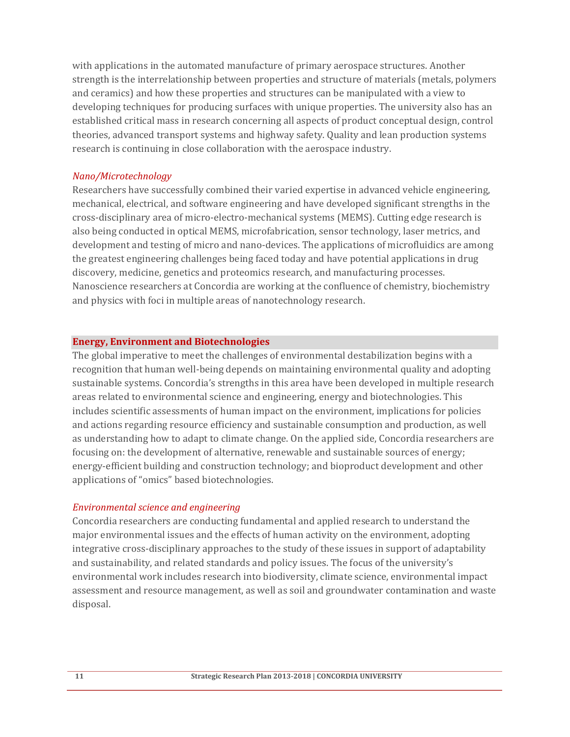with applications in the automated manufacture of primary aerospace structures. Another strength is the interrelationship between properties and structure of materials (metals, polymers and ceramics) and how these properties and structures can be manipulated with a view to developing techniques for producing surfaces with unique properties. The university also has an established critical mass in research concerning all aspects of product conceptual design, control theories, advanced transport systems and highway safety. Quality and lean production systems research is continuing in close collaboration with the aerospace industry.

### *Nano/Microtechnology*

Researchers have successfully combined their varied expertise in advanced vehicle engineering, mechanical, electrical, and software engineering and have developed significant strengths in the cross-disciplinary area of micro-electro-mechanical systems (MEMS). Cutting edge research is also being conducted in optical MEMS, microfabrication, sensor technology, laser metrics, and development and testing of micro and nano-devices. The applications of microfluidics are among the greatest engineering challenges being faced today and have potential applications in drug discovery, medicine, genetics and proteomics research, and manufacturing processes. Nanoscience researchers at Concordia are working at the confluence of chemistry, biochemistry and physics with foci in multiple areas of nanotechnology research.

## Energy, Environment and Biotechnologies

The global imperative to meet the challenges of environmental destabilization begins with a recognition that human well-being depends on maintaining environmental quality and adopting sustainable systems. Concordia's strengths in this area have been developed in multiple research areas related to environmental science and engineering, energy and biotechnologies. This includes scientific assessments of human impact on the environment, implications for policies and actions regarding resource efficiency and sustainable consumption and production, as well as understanding how to adapt to climate change. On the applied side, Concordia researchers are focusing on: the development of alternative, renewable and sustainable sources of energy; energy-efficient building and construction technology; and bioproduct development and other applications of "omics" based biotechnologies.

### *Environmental science and engineering*

Concordia researchers are conducting fundamental and applied research to understand the major environmental issues and the effects of human activity on the environment, adopting integrative cross-disciplinary approaches to the study of these issues in support of adaptability and sustainability, and related standards and policy issues. The focus of the university's environmental work includes research into biodiversity, climate science, environmental impact assessment and resource management, as well as soil and groundwater contamination and waste disposal.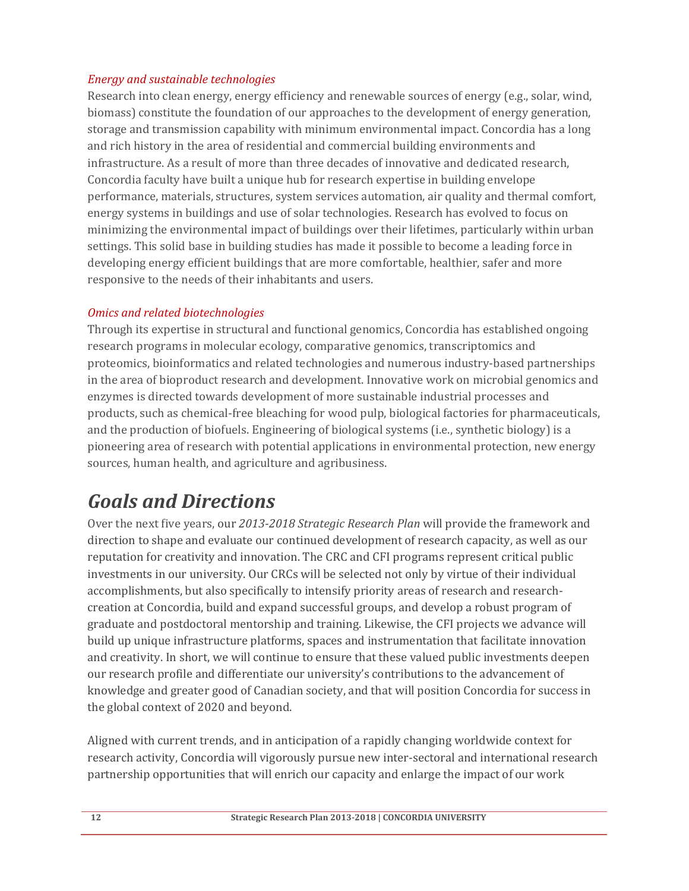*Energy and sustainable technologies*

Research into clean energy, energy efficiency and renewable sources of energy (e.g., solar, wind, biomass) constitute the foundation of our approaches to the development of energy generation, storage and transmission capability with minimum environmental impact. Concordia has a long and rich history in the area of residential and commercial building environments and infrastructure. As a result of more than three decades of innovative and dedicated research, Concordia faculty have built a unique hub for research expertise in building envelope performance, materials, structures, system services automation, air quality and thermal comfort, energy systems in buildings and use of solar technologies. Research has evolved to focus on minimizing the environmental impact of buildings over their lifetimes, particularly within urban settings. This solid base in building studies has made it possible to become a leading force in developing energy efficient buildings that are more comfortable, healthier, safer and more responsive to the needs of their inhabitants and users.

*Omics and related biotechnologies*

Through its expertise in structural and functional genomics, Concordia has established ongoing research programs in molecular ecology, comparative genomics, transcriptomics and proteomics, bioinformatics and related technologies and numerous industry-based partnerships in the area of bioproduct research and development. Innovative work on microbial genomics and enzymes is directed towards development of more sustainable industrial processes and products, such as chemical-free bleaching for wood pulp, biological factories for pharmaceuticals, and the production of biofuels. Engineering of biological systems (i.e., synthetic biology) is a pioneering area of research with potential applications in environmental protection, new energy sources, human health, and agriculture and agribusiness.

# *Goals and Directions*

Over the next five years, our *2013-2018 Strategic Research Plan* will provide the framework and direction to shape and evaluate our continued development of research capacity, as well as our reputation for creativity and innovation. The CRC and CFI programs represent critical public investments in our university. Our CRCs will be selected not only by virtue of their individual accomplishments, but also specifically to intensify priority areas of research and research-creation at Concordia, build and expand successful groups, and develop a robust program of graduate and postdoctoral mentorship and training. Likewise, the CFI projects we advance will build up unique infrastructure platforms, spaces and instrumentation that facilitate innovation and creativity. In short, we will continue to ensure that these valued public investments deepen our research profile and differentiate our university's contributions to the advancement of knowledge and greater good of Canadian society, and that will position Concordia for success in the global context of 2020 and beyond.

Aligned with current trends, and in anticipation of a rapidly changing worldwide context for research activity, Concordia will vigorously pursue new inter-sectoral and international research partnership opportunities that will enrich our capacity and enlarge the impact of our work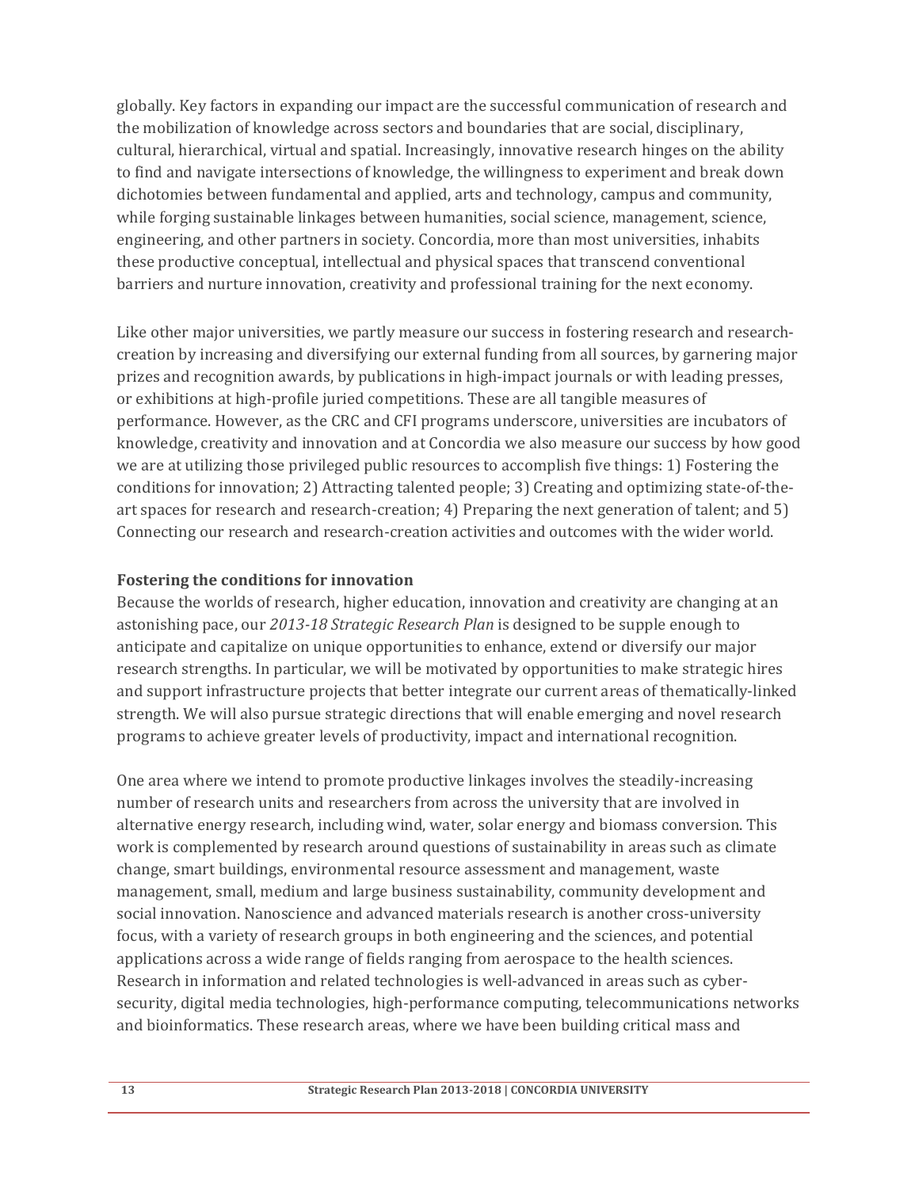globally. Key factors in expanding our impact are the successful communication of research and the mobilization of knowledge across sectors and boundaries that are social, disciplinary, cultural, hierarchical, virtual and spatial. Increasingly, innovative research hinges on the ability to find and navigate intersections of knowledge, the willingness to experiment and break down dichotomies between fundamental and applied, arts and technology, campus and community, while forging sustainable linkages between humanities, social science, management, science, engineering, and other partners in society. Concordia, more than most universities, inhabits these productive conceptual, intellectual and physical spaces that transcend conventional barriers and nurture innovation, creativity and professional training for the next economy.

Like other major universities, we partly measure our success in fostering research and research-creation by increasing and diversifying our external funding from all sources, by garnering major prizes and recognition awards, by publications in high-impact journals or with leading presses, or exhibitions at high-profile juried competitions. These are all tangible measures of performance. However, as the CRC and CFI programs underscore, universities are incubators of knowledge, creativity and innovation and at Concordia we also measure our success by how good we are at utilizing those privileged public resources to accomplish five things: 1) Fostering the conditions for innovation; 2) Attracting talented people; 3) Creating and optimizing state-of-the-art spaces for research and research-creation; 4) Preparing the next generation of talent; and 5) Connecting our research and research-creation activities and outcomes with the wider world.

**Fostering the conditions for innovation**

Because the worlds of research, higher education, innovation and creativity are changing at an astonishing pace, our *2013-18 Strategic Research Plan* is designed to be supple enough to anticipate and capitalize on unique opportunities to enhance, extend or diversify our major research strengths. In particular, we will be motivated by opportunities to make strategic hires and support infrastructure projects that better integrate our current areas of thematically-linked strength. We will also pursue strategic directions that will enable emerging and novel research programs to achieve greater levels of productivity, impact and international recognition.

One area where we intend to promote productive linkages involves the steadily-increasing number of research units and researchers from across the university that are involved in alternative energy research, including wind, water, solar energy and biomass conversion. This work is complemented by research around questions of sustainability in areas such as climate change, smart buildings, environmental resource assessment and management, waste management, small, medium and large business sustainability, community development and social innovation. Nanoscience and advanced materials research is another cross-university focus, with a variety of research groups in both engineering and the sciences, and potential applications across a wide range of fields ranging from aerospace to the health sciences. Research in information and related technologies is well-advanced in areas such as cyber-security, digital media technologies, high-performance computing, telecommunications networks and bioinformatics. These research areas, where we have been building critical mass and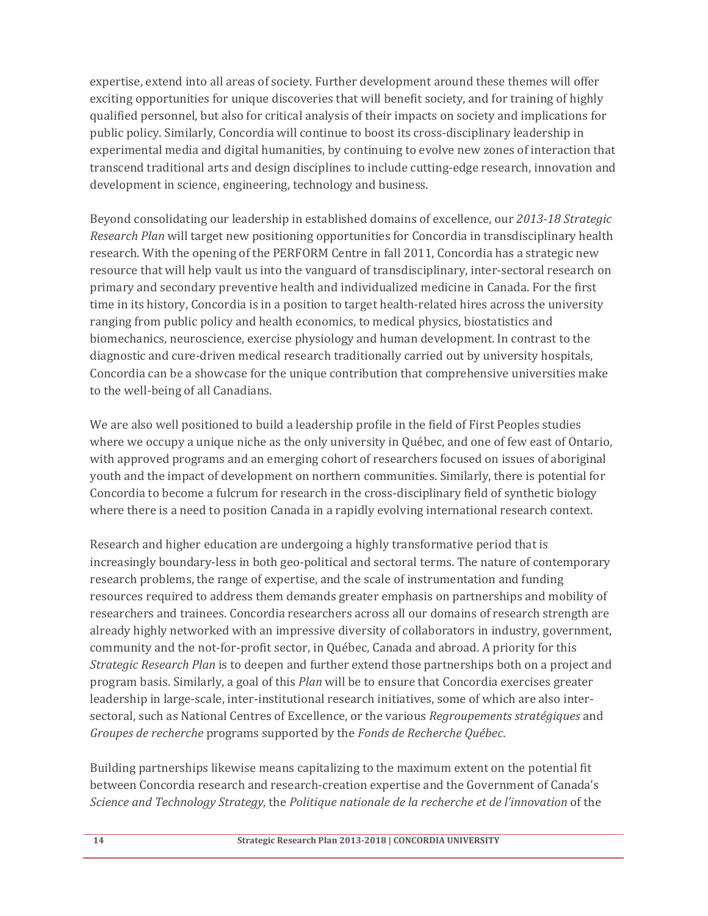expertise, extend into all areas of society. Further development around these themes will offer exciting opportunities for unique discoveries that will benefit society, and for training of highly qualified personnel, but also for critical analysis of their impacts on society and implications for public policy. Similarly, Concordia will continue to boost its cross-disciplinary leadership in experimental media and digital humanities, by continuing to evolve new zones of interaction that transcend traditional arts and design disciplines to include cutting-edge research, innovation and development in science, engineering, technology and business.

Beyond consolidating our leadership in established domains of excellence, our *2013-18 Strategic Research Plan* will target new positioning opportunities for Concordia in transdisciplinary health research. With the opening of the PERFORM Centre in fall 2011, Concordia has a strategic new resource that will help vault us into the vanguard of transdisciplinary, inter-sectoral research on primary and secondary preventive health and individualized medicine in Canada. For the first time in its history, Concordia is in a position to target health-related hires across the university ranging from public policy and health economics, to medical physics, biostatistics and biomechanics, neuroscience, exercise physiology and human development. In contrast to the diagnostic and cure-driven medical research traditionally carried out by university hospitals, Concordia can be a showcase for the unique contribution that comprehensive universities make to the well-being of all Canadians.

We are also well positioned to build a leadership profile in the field of First Peoples studies where we occupy a unique niche as the only university in Québec, and one of few east of Ontario, with approved programs and an emerging cohort of researchers focused on issues of aboriginal youth and the impact of development on northern communities. Similarly, there is potential for Concordia to become a fulcrum for research in the cross-disciplinary field of synthetic biology where there is a need to position Canada in a rapidly evolving international research context.

Research and higher education are undergoing a highly transformative period that is increasingly boundary-less in both geo-political and sectoral terms. The nature of contemporary research problems, the range of expertise, and the scale of instrumentation and funding resources required to address them demands greater emphasis on partnerships and mobility of researchers and trainees. Concordia researchers across all our domains of research strength are already highly networked with an impressive diversity of collaborators in industry, government, community and the not-for-profit sector, in Québec, Canada and abroad. A priority for this *Strategic Research Plan* is to deepen and further extend those partnerships both on a project and program basis. Similarly, a goal of this *Plan* will be to ensure that Concordia exercises greater leadership in large-scale, inter-institutional research initiatives, some of which are also inter-sectoral, such as National Centres of Excellence, or the various *Regroupements stratégiques* and *Groupes de recherche* programs supported by the *Fonds de Recherche Québec*.

Building partnerships likewise means capitalizing to the maximum extent on the potential fit between Concordia research and research-creation expertise and the Government of Canada's *Science and Technology Strategy*, the *Politique nationale de la recherche et de l'innovation* of the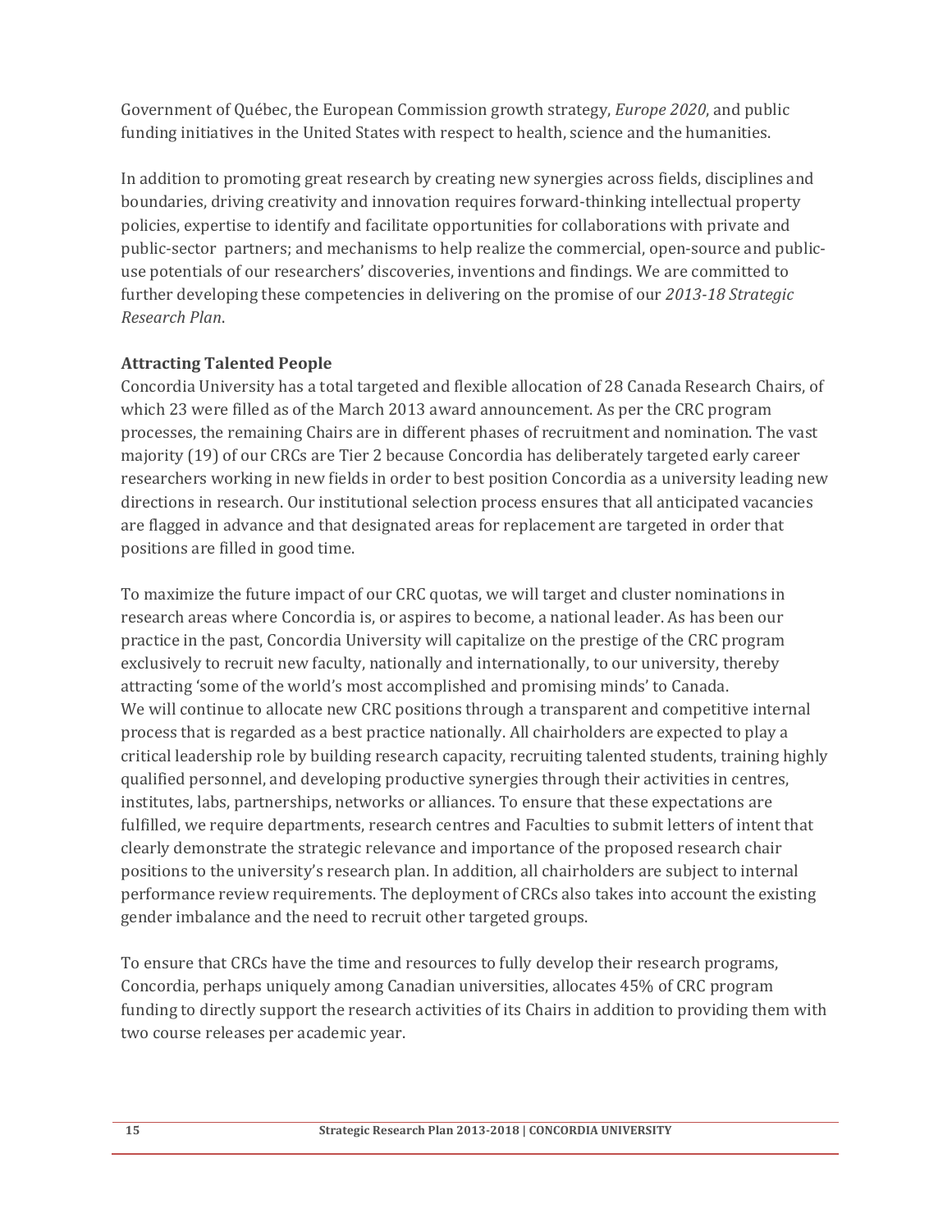Government of Québec, the European Commission growth strategy, *Europe 2020*, and public funding initiatives in the United States with respect to health, science and the humanities.

In addition to promoting great research by creating new synergies across fields, disciplines and boundaries, driving creativity and innovation requires forward-thinking intellectual property policies, expertise to identify and facilitate opportunities for collaborations with private and public-sector partners; and mechanisms to help realize the commercial, open-source and public-use potentials of our researchers' discoveries, inventions and findings. We are committed to further developing these competencies in delivering on the promise of our *2013-18 Strategic Research Plan*.

**Attracting Talented People**

Concordia University has a total targeted and flexible allocation of 28 Canada Research Chairs, of which 23 were filled as of the March 2013 award announcement. As per the CRC program processes, the remaining Chairs are in different phases of recruitment and nomination. The vast majority (19) of our CRCs are Tier 2 because Concordia has deliberately targeted early career researchers working in new fields in order to best position Concordia as a university leading new directions in research. Our institutional selection process ensures that all anticipated vacancies are flagged in advance and that designated areas for replacement are targeted in order that positions are filled in good time.

To maximize the future impact of our CRC quotas, we will target and cluster nominations in research areas where Concordia is, or aspires to become, a national leader. As has been our practice in the past, Concordia University will capitalize on the prestige of the CRC program exclusively to recruit new faculty, nationally and internationally, to our university, thereby attracting 'some of the world's most accomplished and promising minds' to Canada.
We will continue to allocate new CRC positions through a transparent and competitive internal process that is regarded as a best practice nationally. All chairholders are expected to play a critical leadership role by building research capacity, recruiting talented students, training highly qualified personnel, and developing productive synergies through their activities in centres, institutes, labs, partnerships, networks or alliances. To ensure that these expectations are fulfilled, we require departments, research centres and Faculties to submit letters of intent that clearly demonstrate the strategic relevance and importance of the proposed research chair positions to the university's research plan. In addition, all chairholders are subject to internal performance review requirements. The deployment of CRCs also takes into account the existing gender imbalance and the need to recruit other targeted groups.

To ensure that CRCs have the time and resources to fully develop their research programs, Concordia, perhaps uniquely among Canadian universities, allocates 45% of CRC program funding to directly support the research activities of its Chairs in addition to providing them with two course releases per academic year.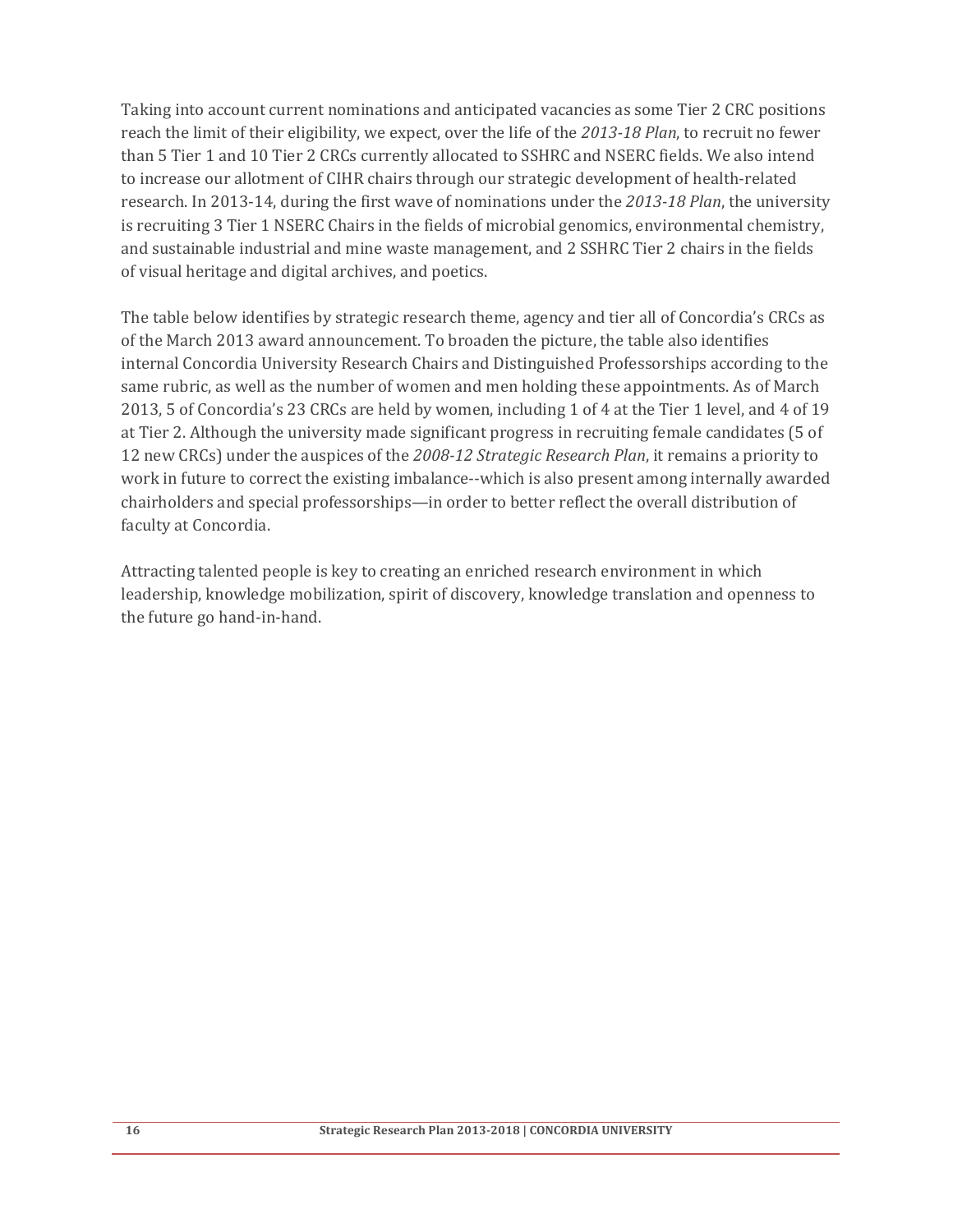Taking into account current nominations and anticipated vacancies as some Tier 2 CRC positions reach the limit of their eligibility, we expect, over the life of the *2013-18 Plan*, to recruit no fewer than 5 Tier 1 and 10 Tier 2 CRCs currently allocated to SSHRC and NSERC fields. We also intend to increase our allotment of CIHR chairs through our strategic development of health-related research. In 2013-14, during the first wave of nominations under the *2013-18 Plan*, the university is recruiting 3 Tier 1 NSERC Chairs in the fields of microbial genomics, environmental chemistry, and sustainable industrial and mine waste management, and 2 SSHRC Tier 2 chairs in the fields of visual heritage and digital archives, and poetics.

The table below identifies by strategic research theme, agency and tier all of Concordia's CRCs as of the March 2013 award announcement. To broaden the picture, the table also identifies internal Concordia University Research Chairs and Distinguished Professorships according to the same rubric, as well as the number of women and men holding these appointments. As of March 2013, 5 of Concordia's 23 CRCs are held by women, including 1 of 4 at the Tier 1 level, and 4 of 19 at Tier 2. Although the university made significant progress in recruiting female candidates (5 of 12 new CRCs) under the auspices of the *2008-12 Strategic Research Plan*, it remains a priority to work in future to correct the existing imbalance--which is also present among internally awarded chairholders and special professorships—in order to better reflect the overall distribution of faculty at Concordia.

Attracting talented people is key to creating an enriched research environment in which leadership, knowledge mobilization, spirit of discovery, knowledge translation and openness to the future go hand-in-hand.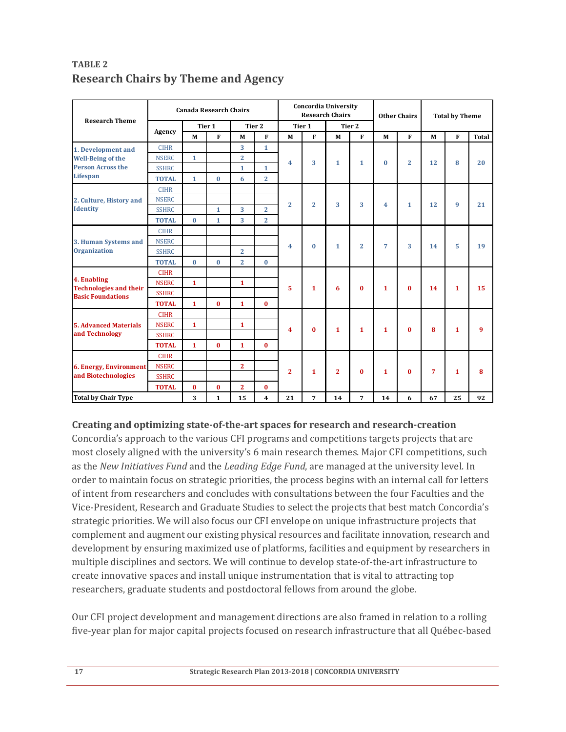## TABLE 2
## Research Chairs by Theme and Agency

| Research Theme | Agency | Canada Research Chairs | | | | Concordia University Research Chairs | | | | Other Chairs | | Total by Theme | | |
|---|---|---|---|---|---|---|---|---|---|---|---|---|---|---|
| | | Tier 1 | | Tier 2 | | Tier 1 | | Tier 2 | | | | | | |
| | | M | F | M | F | M | F | M | F | M | F | M | F | Total |
| 1. Development and Well-Being of the Person Across the Lifespan | CIHR | | | 3 | 1 | 4 | 3 | 1 | 1 | 0 | 2 | 12 | 8 | 20 |
| | NSERC | 1 | | 2 | | | | | | | | | | |
| | SSHRC | | | 1 | 1 | | | | | | | | | |
| | TOTAL | 1 | 0 | 6 | 2 | | | | | | | | | |
| 2. Culture, History and Identity | CIHR | | | | | 2 | 2 | 3 | 3 | 4 | 1 | 12 | 9 | 21 |
| | NSERC | | | | | | | | | | | | | |
| | SSHRC | | 1 | 3 | 2 | | | | | | | | | |
| | TOTAL | 0 | 1 | 3 | 2 | | | | | | | | | |
| 3. Human Systems and Organization | CIHR | | | | | 4 | 0 | 1 | 2 | 7 | 3 | 14 | 5 | 19 |
| | NSERC | | | | | | | | | | | | | |
| | SSHRC | | | 2 | | | | | | | | | | |
| | TOTAL | 0 | 0 | 2 | 0 | | | | | | | | | |
| 4. Enabling Technologies and their Basic Foundations | CIHR | | | | | 5 | 1 | 6 | 0 | 1 | 0 | 14 | 1 | 15 |
| | NSERC | 1 | | 1 | | | | | | | | | | |
| | SSHRC | | | | | | | | | | | | | |
| | TOTAL | 1 | 0 | 1 | 0 | | | | | | | | | |
| 5. Advanced Materials and Technology | CIHR | | | | | 4 | 0 | 1 | 1 | 1 | 0 | 8 | 1 | 9 |
| | NSERC | 1 | | 1 | | | | | | | | | | |
| | SSHRC | | | | | | | | | | | | | |
| | TOTAL | 1 | 0 | 1 | 0 | | | | | | | | | |
| 6. Energy, Environment and Biotechnologies | CIHR | | | | | 2 | 1 | 2 | 0 | 1 | 0 | 7 | 1 | 8 |
| | NSERC | | | 2 | | | | | | | | | | |
| | SSHRC | | | | | | | | | | | | | |
| | TOTAL | 0 | 0 | 2 | 0 | | | | | | | | | |
| Total by Chair Type | | 3 | 1 | 15 | 4 | 21 | 7 | 14 | 7 | 14 | 6 | 67 | 25 | 92 |

**Creating and optimizing state-of-the-art spaces for research and research-creation**
Concordia's approach to the various CFI programs and competitions targets projects that are most closely aligned with the university's 6 main research themes. Major CFI competitions, such as the *New Initiatives Fund* and the *Leading Edge Fund*, are managed at the university level. In order to maintain focus on strategic priorities, the process begins with an internal call for letters of intent from researchers and concludes with consultations between the four Faculties and the Vice-President, Research and Graduate Studies to select the projects that best match Concordia's strategic priorities. We will also focus our CFI envelope on unique infrastructure projects that complement and augment our existing physical resources and facilitate innovation, research and development by ensuring maximized use of platforms, facilities and equipment by researchers in multiple disciplines and sectors. We will continue to develop state-of-the-art infrastructure to create innovative spaces and install unique instrumentation that is vital to attracting top researchers, graduate students and postdoctoral fellows from around the globe.

Our CFI project development and management directions are also framed in relation to a rolling five-year plan for major capital projects focused on research infrastructure that all Québec-based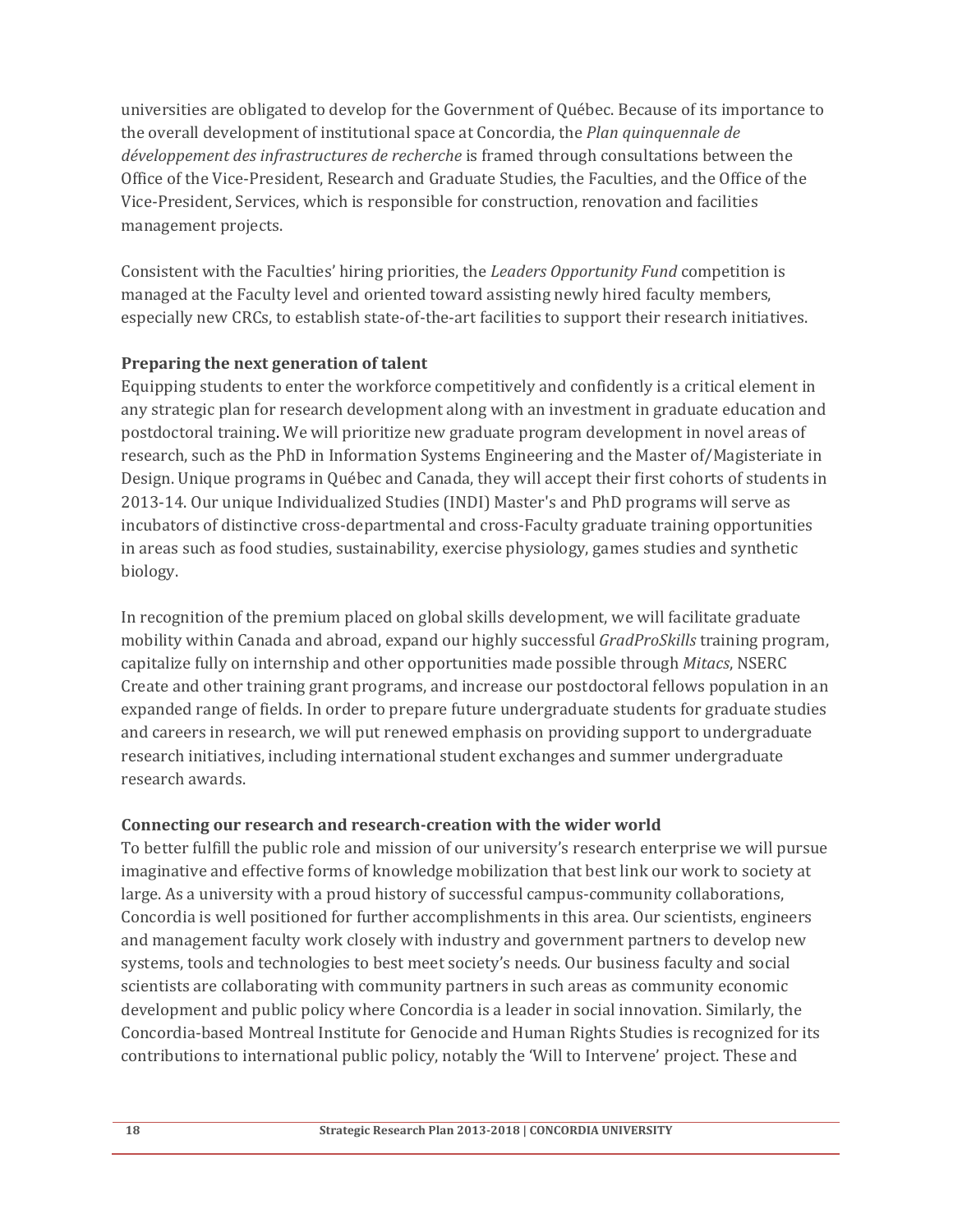universities are obligated to develop for the Government of Québec. Because of its importance to the overall development of institutional space at Concordia, the *Plan quinquennale de développement des infrastructures de recherche* is framed through consultations between the Office of the Vice-President, Research and Graduate Studies, the Faculties, and the Office of the Vice-President, Services, which is responsible for construction, renovation and facilities management projects.

Consistent with the Faculties' hiring priorities, the *Leaders Opportunity Fund* competition is managed at the Faculty level and oriented toward assisting newly hired faculty members, especially new CRCs, to establish state-of-the-art facilities to support their research initiatives.

**Preparing the next generation of talent**

Equipping students to enter the workforce competitively and confidently is a critical element in any strategic plan for research development along with an investment in graduate education and postdoctoral training. We will prioritize new graduate program development in novel areas of research, such as the PhD in Information Systems Engineering and the Master of/Magisteriate in Design. Unique programs in Québec and Canada, they will accept their first cohorts of students in 2013-14. Our unique Individualized Studies (INDI) Master's and PhD programs will serve as incubators of distinctive cross-departmental and cross-Faculty graduate training opportunities in areas such as food studies, sustainability, exercise physiology, games studies and synthetic biology.

In recognition of the premium placed on global skills development, we will facilitate graduate mobility within Canada and abroad, expand our highly successful *GradProSkills* training program, capitalize fully on internship and other opportunities made possible through *Mitacs*, NSERC Create and other training grant programs, and increase our postdoctoral fellows population in an expanded range of fields. In order to prepare future undergraduate students for graduate studies and careers in research, we will put renewed emphasis on providing support to undergraduate research initiatives, including international student exchanges and summer undergraduate research awards.

**Connecting our research and research-creation with the wider world**

To better fulfill the public role and mission of our university's research enterprise we will pursue imaginative and effective forms of knowledge mobilization that best link our work to society at large. As a university with a proud history of successful campus-community collaborations, Concordia is well positioned for further accomplishments in this area. Our scientists, engineers and management faculty work closely with industry and government partners to develop new systems, tools and technologies to best meet society's needs. Our business faculty and social scientists are collaborating with community partners in such areas as community economic development and public policy where Concordia is a leader in social innovation. Similarly, the Concordia-based Montreal Institute for Genocide and Human Rights Studies is recognized for its contributions to international public policy, notably the 'Will to Intervene' project. These and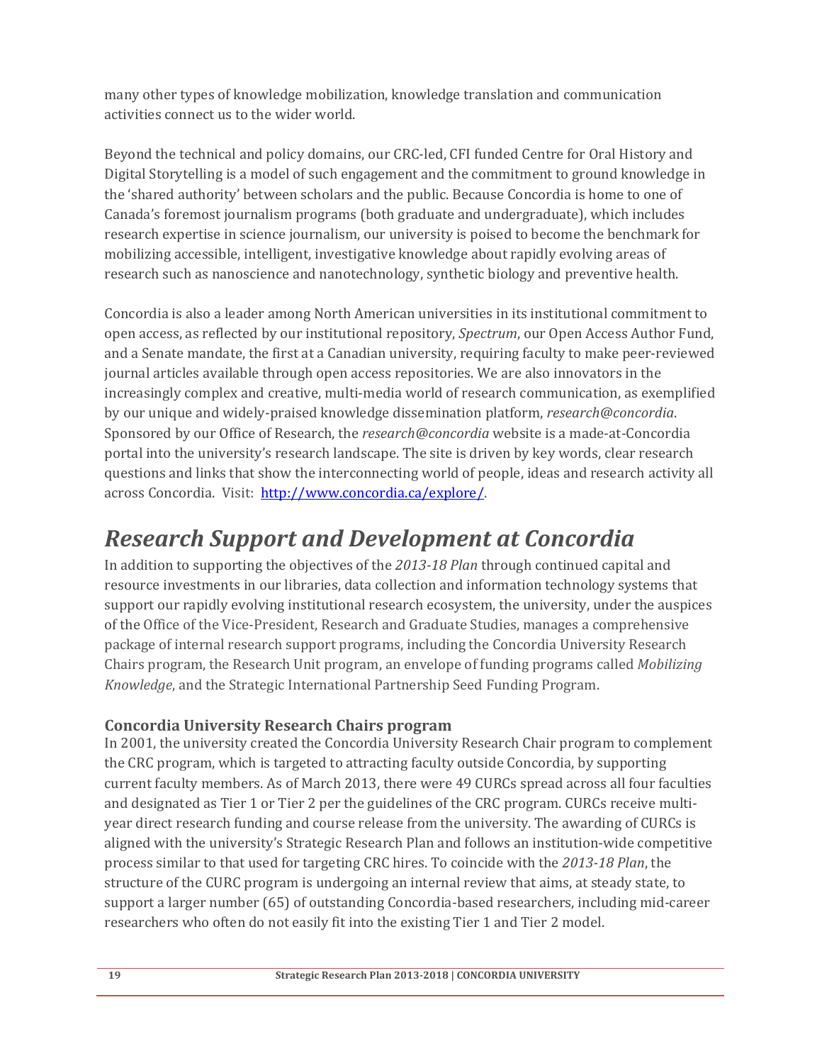many other types of knowledge mobilization, knowledge translation and communication activities connect us to the wider world.

Beyond the technical and policy domains, our CRC-led, CFI funded Centre for Oral History and Digital Storytelling is a model of such engagement and the commitment to ground knowledge in the 'shared authority' between scholars and the public. Because Concordia is home to one of Canada's foremost journalism programs (both graduate and undergraduate), which includes research expertise in science journalism, our university is poised to become the benchmark for mobilizing accessible, intelligent, investigative knowledge about rapidly evolving areas of research such as nanoscience and nanotechnology, synthetic biology and preventive health.

Concordia is also a leader among North American universities in its institutional commitment to open access, as reflected by our institutional repository, *Spectrum*, our Open Access Author Fund, and a Senate mandate, the first at a Canadian university, requiring faculty to make peer-reviewed journal articles available through open access repositories. We are also innovators in the increasingly complex and creative, multi-media world of research communication, as exemplified by our unique and widely-praised knowledge dissemination platform, *research@concordia*. Sponsored by our Office of Research, the *research@concordia* website is a made-at-Concordia portal into the university's research landscape. The site is driven by key words, clear research questions and links that show the interconnecting world of people, ideas and research activity all across Concordia. Visit: [http://www.concordia.ca/explore/](http://www.concordia.ca/explore/).

# *Research Support and Development at Concordia*

In addition to supporting the objectives of the *2013-18 Plan* through continued capital and resource investments in our libraries, data collection and information technology systems that support our rapidly evolving institutional research ecosystem, the university, under the auspices of the Office of the Vice-President, Research and Graduate Studies, manages a comprehensive package of internal research support programs, including the Concordia University Research Chairs program, the Research Unit program, an envelope of funding programs called *Mobilizing Knowledge*, and the Strategic International Partnership Seed Funding Program.

### Concordia University Research Chairs program

In 2001, the university created the Concordia University Research Chair program to complement the CRC program, which is targeted to attracting faculty outside Concordia, by supporting current faculty members. As of March 2013, there were 49 CURCs spread across all four faculties and designated as Tier 1 or Tier 2 per the guidelines of the CRC program. CURCs receive multi-year direct research funding and course release from the university. The awarding of CURCs is aligned with the university's Strategic Research Plan and follows an institution-wide competitive process similar to that used for targeting CRC hires. To coincide with the *2013-18 Plan*, the structure of the CURC program is undergoing an internal review that aims, at steady state, to support a larger number (65) of outstanding Concordia-based researchers, including mid-career researchers who often do not easily fit into the existing Tier 1 and Tier 2 model.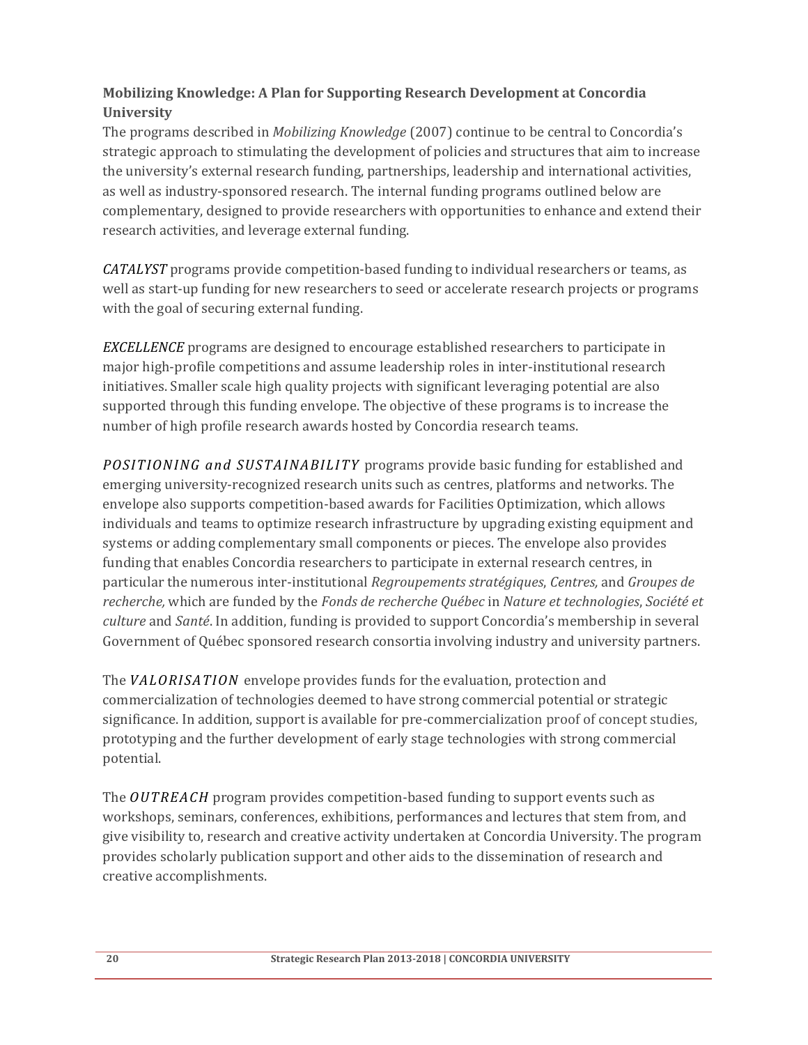**Mobilizing Knowledge: A Plan for Supporting Research Development at Concordia University**

The programs described in *Mobilizing Knowledge* (2007) continue to be central to Concordia's strategic approach to stimulating the development of policies and structures that aim to increase the university's external research funding, partnerships, leadership and international activities, as well as industry-sponsored research. The internal funding programs outlined below are complementary, designed to provide researchers with opportunities to enhance and extend their research activities, and leverage external funding.

*CATALYST* programs provide competition-based funding to individual researchers or teams, as well as start-up funding for new researchers to seed or accelerate research projects or programs with the goal of securing external funding.

*EXCELLENCE* programs are designed to encourage established researchers to participate in major high-profile competitions and assume leadership roles in inter-institutional research initiatives. Smaller scale high quality projects with significant leveraging potential are also supported through this funding envelope. The objective of these programs is to increase the number of high profile research awards hosted by Concordia research teams.

*POSITIONING and SUSTAINABILITY* programs provide basic funding for established and emerging university-recognized research units such as centres, platforms and networks. The envelope also supports competition-based awards for Facilities Optimization, which allows individuals and teams to optimize research infrastructure by upgrading existing equipment and systems or adding complementary small components or pieces. The envelope also provides funding that enables Concordia researchers to participate in external research centres, in particular the numerous inter-institutional *Regroupements stratégiques*, *Centres,* and *Groupes de recherche,* which are funded by the *Fonds de recherche Québec* in *Nature et technologies*, *Société et culture* and *Santé*. In addition, funding is provided to support Concordia's membership in several Government of Québec sponsored research consortia involving industry and university partners.

The *VALORISATION* envelope provides funds for the evaluation, protection and commercialization of technologies deemed to have strong commercial potential or strategic significance. In addition, support is available for pre-commercialization proof of concept studies, prototyping and the further development of early stage technologies with strong commercial potential.

The *OUTREACH* program provides competition-based funding to support events such as workshops, seminars, conferences, exhibitions, performances and lectures that stem from, and give visibility to, research and creative activity undertaken at Concordia University. The program provides scholarly publication support and other aids to the dissemination of research and creative accomplishments.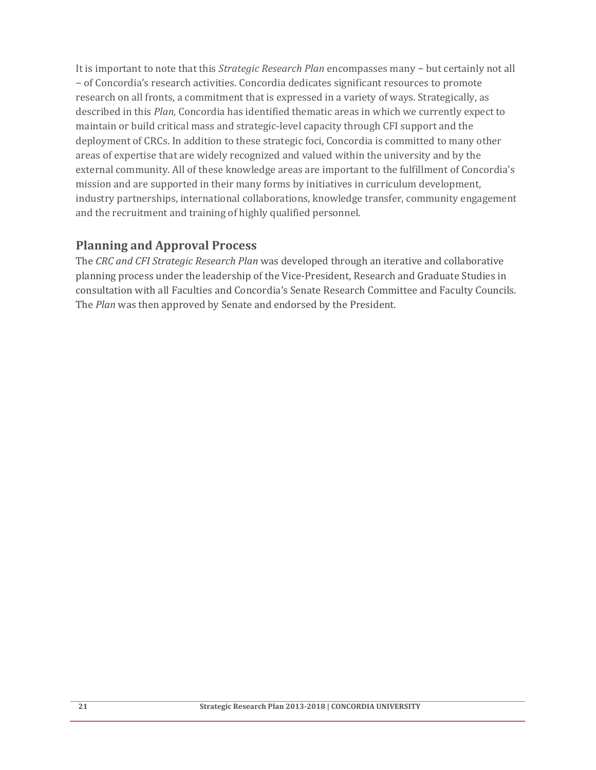It is important to note that this *Strategic Research Plan* encompasses many – but certainly not all – of Concordia's research activities. Concordia dedicates significant resources to promote research on all fronts, a commitment that is expressed in a variety of ways. Strategically, as described in this *Plan,* Concordia has identified thematic areas in which we currently expect to maintain or build critical mass and strategic-level capacity through CFI support and the deployment of CRCs. In addition to these strategic foci, Concordia is committed to many other areas of expertise that are widely recognized and valued within the university and by the external community. All of these knowledge areas are important to the fulfillment of Concordia's mission and are supported in their many forms by initiatives in curriculum development, industry partnerships, international collaborations, knowledge transfer, community engagement and the recruitment and training of highly qualified personnel.

## Planning and Approval Process

The *CRC and CFI Strategic Research Plan* was developed through an iterative and collaborative planning process under the leadership of the Vice-President, Research and Graduate Studies in consultation with all Faculties and Concordia's Senate Research Committee and Faculty Councils. The *Plan* was then approved by Senate and endorsed by the President.